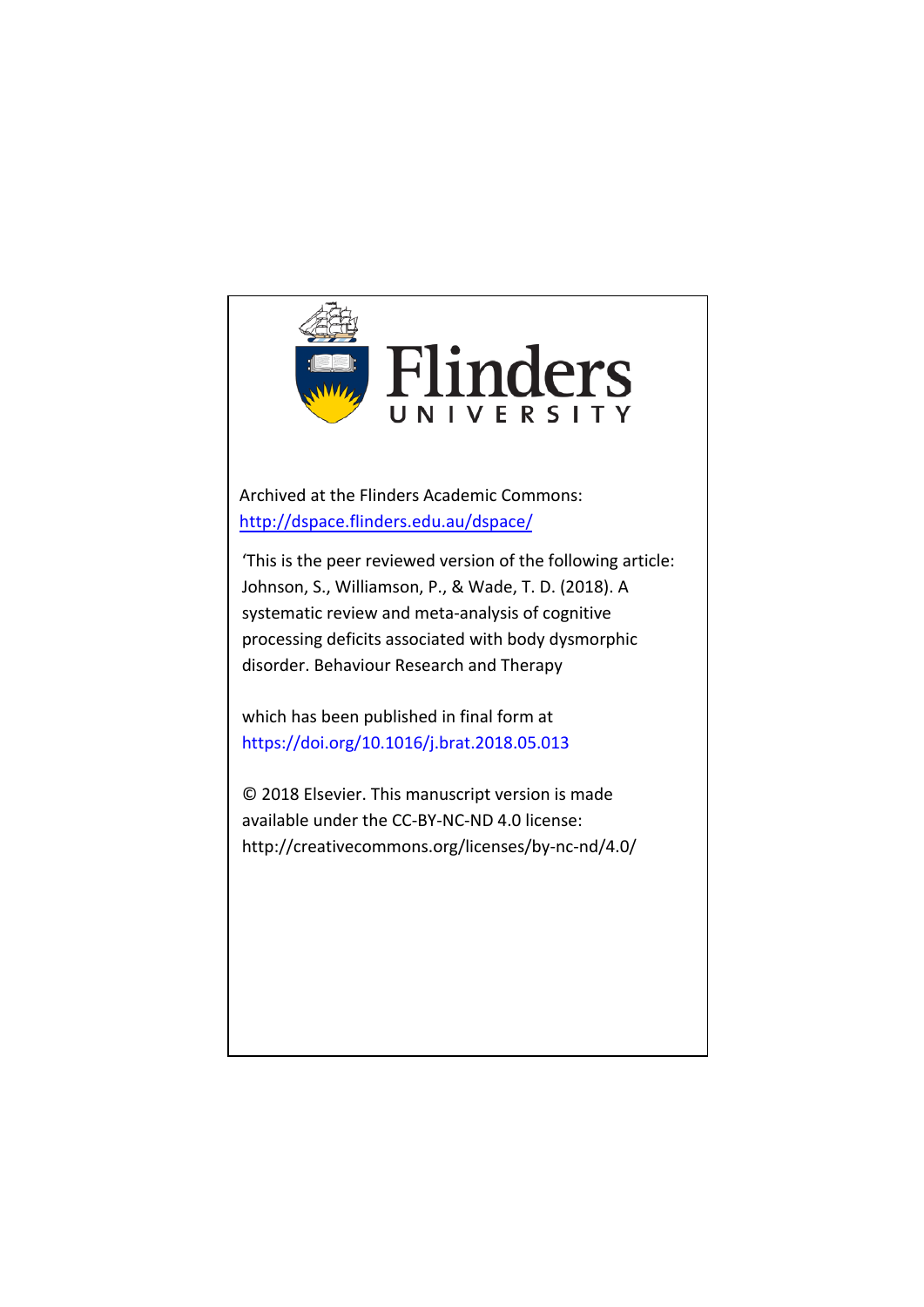Flinders UNIVERSITY

Archived at the Flinders Academic Commons:
http://dspace.flinders.edu.au/dspace/

'This is the peer reviewed version of the following article: Johnson, S., Williamson, P., & Wade, T. D. (2018). A systematic review and meta-analysis of cognitive processing deficits associated with body dysmorphic disorder. Behaviour Research and Therapy

which has been published in final form at
https://doi.org/10.1016/j.brat.2018.05.013

© 2018 Elsevier. This manuscript version is made available under the CC-BY-NC-ND 4.0 license:
http://creativecommons.org/licenses/by-nc-nd/4.0/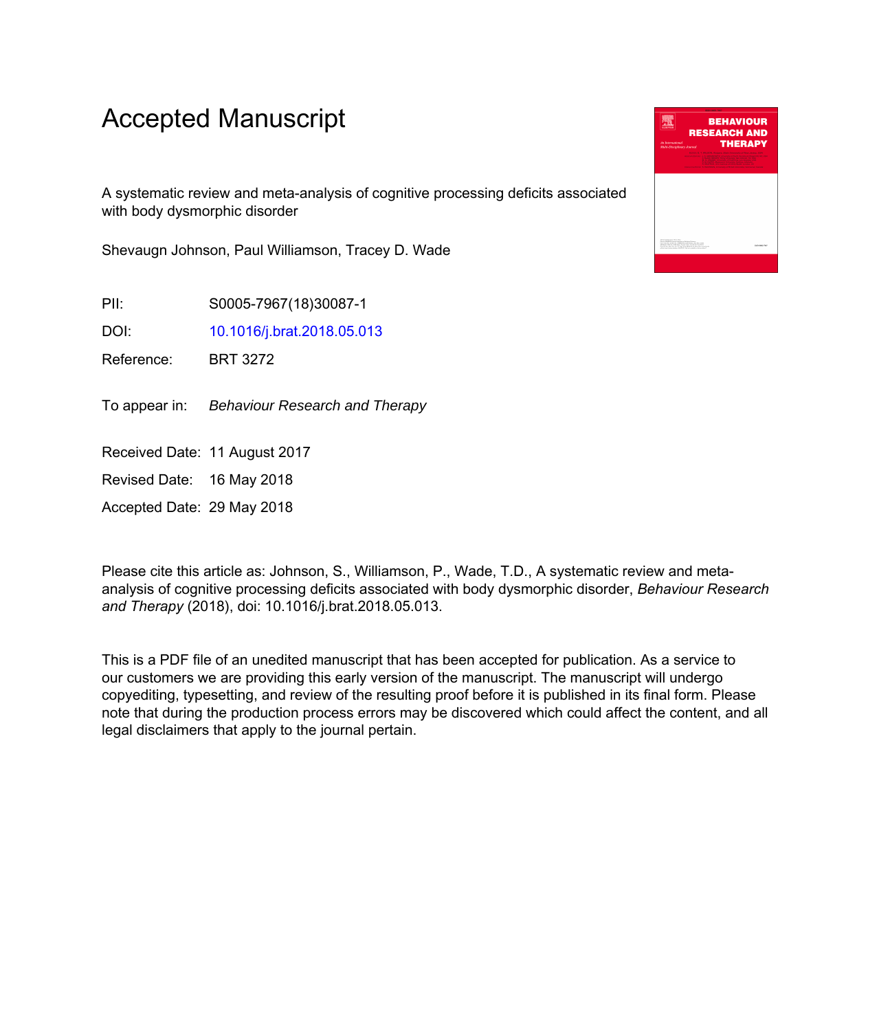# Accepted Manuscript

A systematic review and meta-analysis of cognitive processing deficits associated with body dysmorphic disorder

Shevaugn Johnson, Paul Williamson, Tracey D. Wade

PII: S0005-7967(18)30087-1

DOI: 10.1016/j.brat.2018.05.013

Reference: BRT 3272

To appear in: *Behaviour Research and Therapy*

Received Date: 11 August 2017

Revised Date: 16 May 2018

Accepted Date: 29 May 2018

Please cite this article as: Johnson, S., Williamson, P., Wade, T.D., A systematic review and meta-analysis of cognitive processing deficits associated with body dysmorphic disorder, *Behaviour Research and Therapy* (2018), doi: 10.1016/j.brat.2018.05.013.

This is a PDF file of an unedited manuscript that has been accepted for publication. As a service to our customers we are providing this early version of the manuscript. The manuscript will undergo copyediting, typesetting, and review of the resulting proof before it is published in its final form. Please note that during the production process errors may be discovered which could affect the content, and all legal disclaimers that apply to the journal pertain.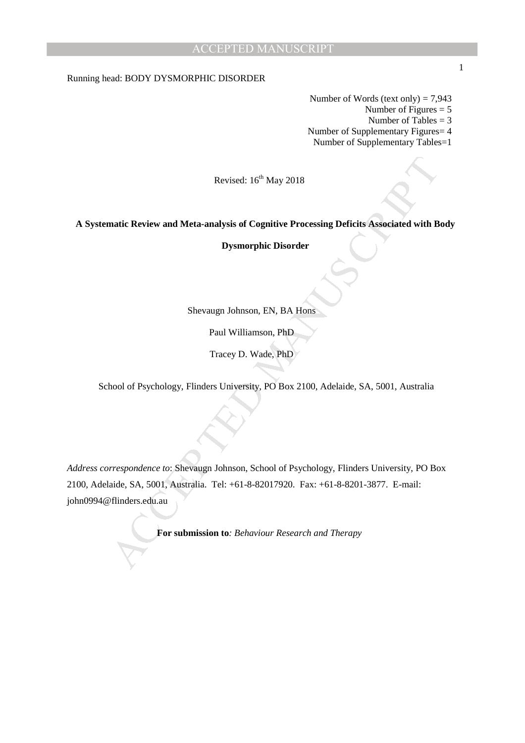Running head: BODY DYSMORPHIC DISORDER

Number of Words (text only) = 7,943
Number of Figures = 5
Number of Tables = 3
Number of Supplementary Figures= 4
Number of Supplementary Tables=1

Revised: 16th May 2018

**A Systematic Review and Meta-analysis of Cognitive Processing Deficits Associated with Body Dysmorphic Disorder**

Shevaugn Johnson, EN, BA Hons

Paul Williamson, PhD

Tracey D. Wade, PhD

School of Psychology, Flinders University, PO Box 2100, Adelaide, SA, 5001, Australia

*Address correspondence to*: Shevaugn Johnson, School of Psychology, Flinders University, PO Box 2100, Adelaide, SA, 5001, Australia. Tel: +61-8-82017920. Fax: +61-8-8201-3877. E-mail: john0994@flinders.edu.au

**For submission to***: Behaviour Research and Therapy*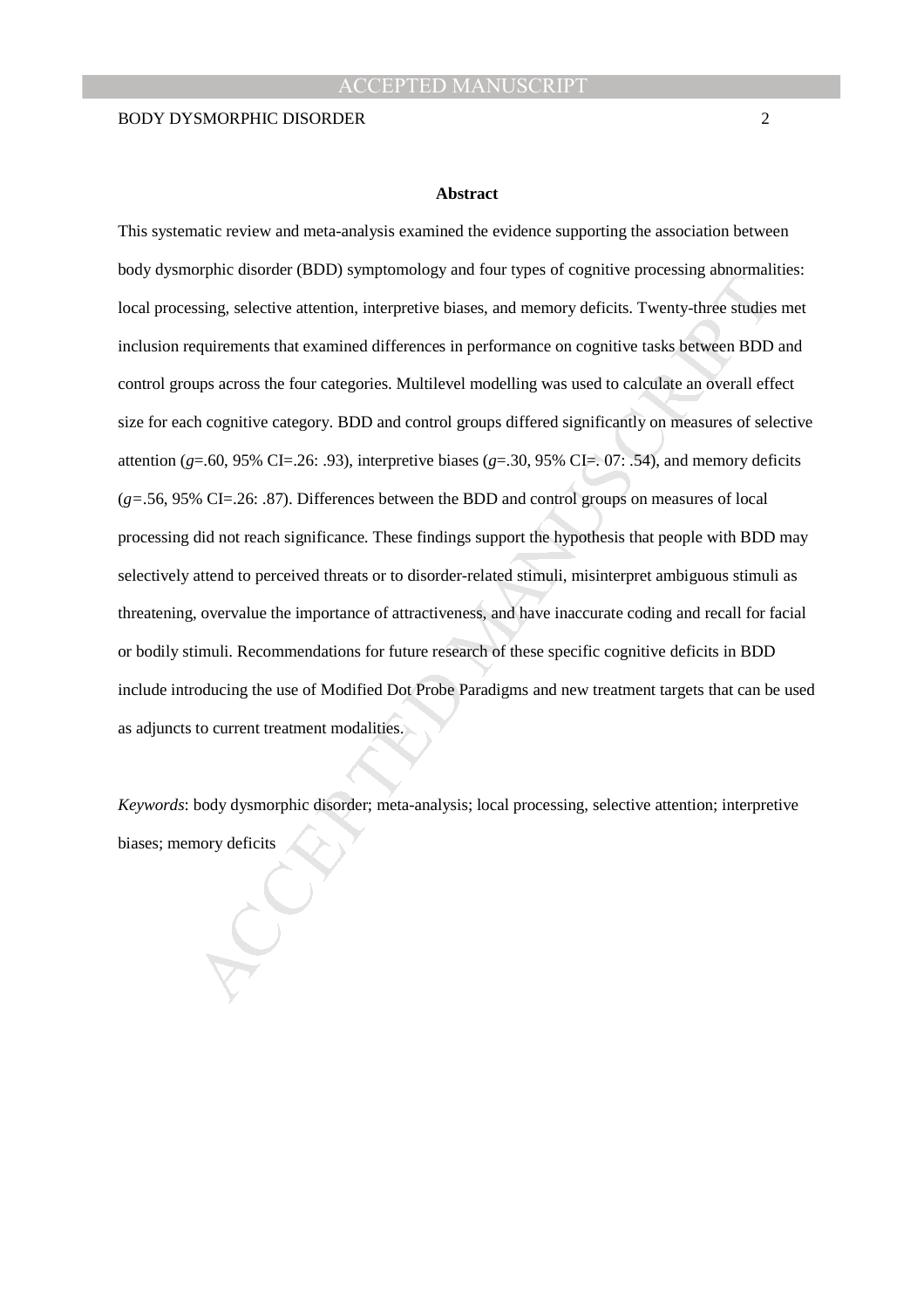## Abstract

This systematic review and meta-analysis examined the evidence supporting the association between body dysmorphic disorder (BDD) symptomology and four types of cognitive processing abnormalities: local processing, selective attention, interpretive biases, and memory deficits. Twenty-three studies met inclusion requirements that examined differences in performance on cognitive tasks between BDD and control groups across the four categories. Multilevel modelling was used to calculate an overall effect size for each cognitive category. BDD and control groups differed significantly on measures of selective attention ($g$=.60, 95% CI=.26: .93), interpretive biases ($g$=.30, 95% CI=. 07: .54), and memory deficits ($g$=.56, 95% CI=.26: .87). Differences between the BDD and control groups on measures of local processing did not reach significance. These findings support the hypothesis that people with BDD may selectively attend to perceived threats or to disorder-related stimuli, misinterpret ambiguous stimuli as threatening, overvalue the importance of attractiveness, and have inaccurate coding and recall for facial or bodily stimuli. Recommendations for future research of these specific cognitive deficits in BDD include introducing the use of Modified Dot Probe Paradigms and new treatment targets that can be used as adjuncts to current treatment modalities.

*Keywords*: body dysmorphic disorder; meta-analysis; local processing, selective attention; interpretive biases; memory deficits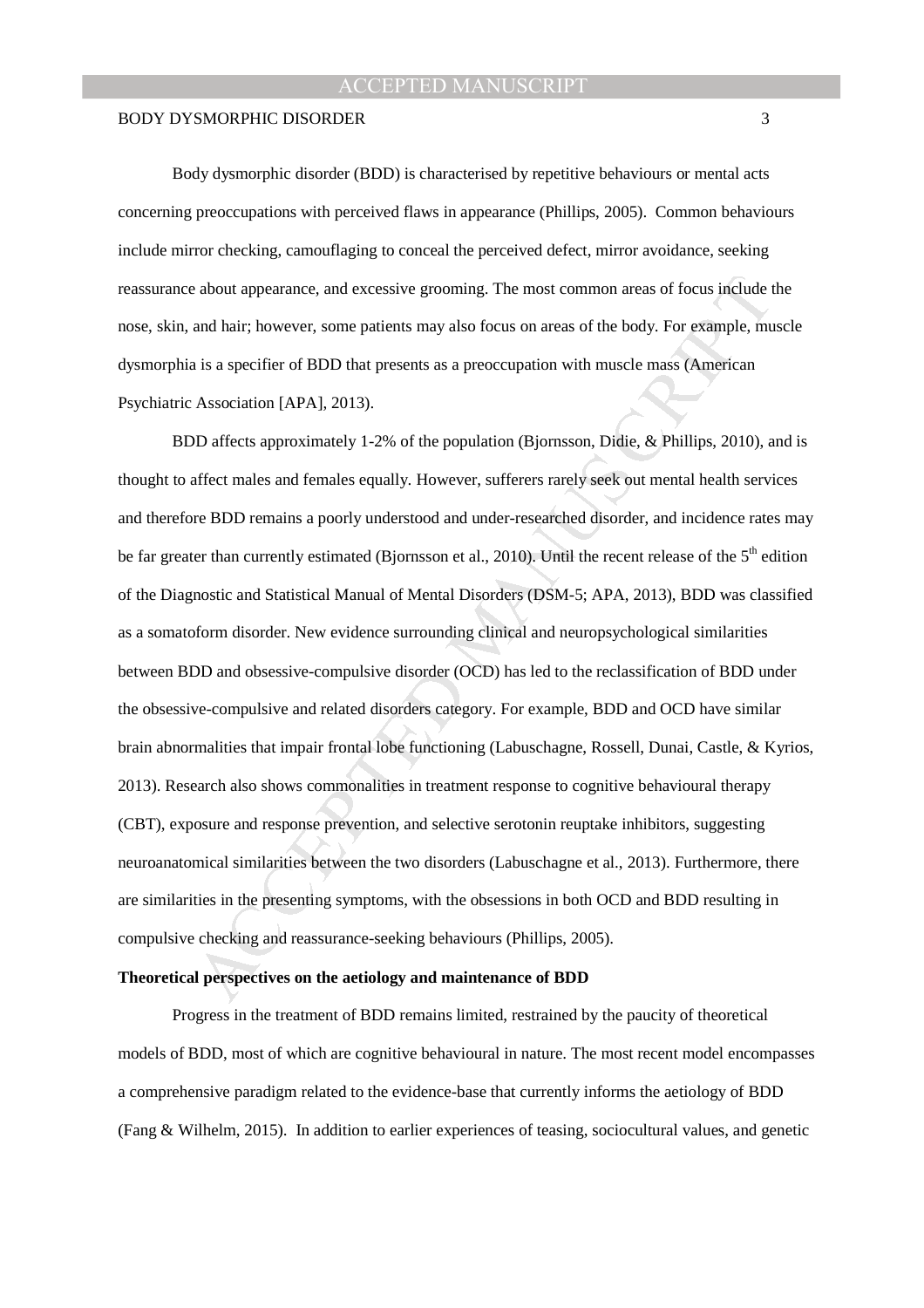Body dysmorphic disorder (BDD) is characterised by repetitive behaviours or mental acts concerning preoccupations with perceived flaws in appearance (Phillips, 2005). Common behaviours include mirror checking, camouflaging to conceal the perceived defect, mirror avoidance, seeking reassurance about appearance, and excessive grooming. The most common areas of focus include the nose, skin, and hair; however, some patients may also focus on areas of the body. For example, muscle dysmorphia is a specifier of BDD that presents as a preoccupation with muscle mass (American Psychiatric Association [APA], 2013).

BDD affects approximately 1-2% of the population (Bjornsson, Didie, & Phillips, 2010), and is thought to affect males and females equally. However, sufferers rarely seek out mental health services and therefore BDD remains a poorly understood and under-researched disorder, and incidence rates may be far greater than currently estimated (Bjornsson et al., 2010). Until the recent release of the 5th edition of the Diagnostic and Statistical Manual of Mental Disorders (DSM-5; APA, 2013), BDD was classified as a somatoform disorder. New evidence surrounding clinical and neuropsychological similarities between BDD and obsessive-compulsive disorder (OCD) has led to the reclassification of BDD under the obsessive-compulsive and related disorders category. For example, BDD and OCD have similar brain abnormalities that impair frontal lobe functioning (Labuschagne, Rossell, Dunai, Castle, & Kyrios, 2013). Research also shows commonalities in treatment response to cognitive behavioural therapy (CBT), exposure and response prevention, and selective serotonin reuptake inhibitors, suggesting neuroanatomical similarities between the two disorders (Labuschagne et al., 2013). Furthermore, there are similarities in the presenting symptoms, with the obsessions in both OCD and BDD resulting in compulsive checking and reassurance-seeking behaviours (Phillips, 2005).

**Theoretical perspectives on the aetiology and maintenance of BDD**

Progress in the treatment of BDD remains limited, restrained by the paucity of theoretical models of BDD, most of which are cognitive behavioural in nature. The most recent model encompasses a comprehensive paradigm related to the evidence-base that currently informs the aetiology of BDD (Fang & Wilhelm, 2015). In addition to earlier experiences of teasing, sociocultural values, and genetic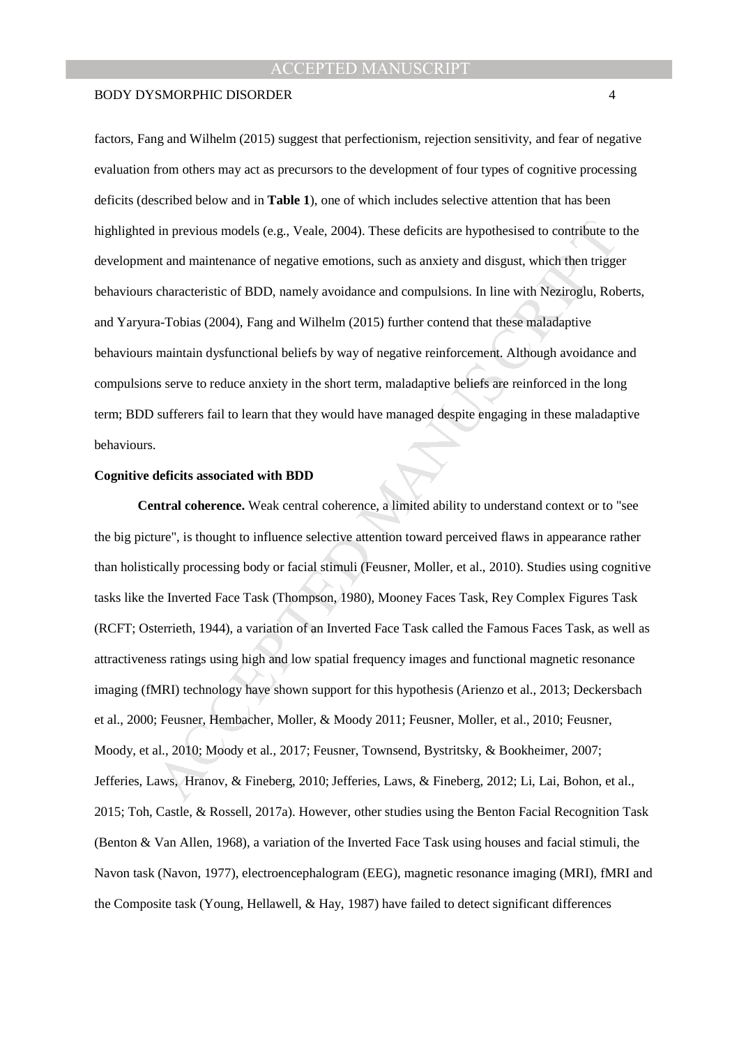factors, Fang and Wilhelm (2015) suggest that perfectionism, rejection sensitivity, and fear of negative evaluation from others may act as precursors to the development of four types of cognitive processing deficits (described below and in **Table 1**), one of which includes selective attention that has been highlighted in previous models (e.g., Veale, 2004). These deficits are hypothesised to contribute to the development and maintenance of negative emotions, such as anxiety and disgust, which then trigger behaviours characteristic of BDD, namely avoidance and compulsions. In line with Neziroglu, Roberts, and Yaryura-Tobias (2004), Fang and Wilhelm (2015) further contend that these maladaptive behaviours maintain dysfunctional beliefs by way of negative reinforcement. Although avoidance and compulsions serve to reduce anxiety in the short term, maladaptive beliefs are reinforced in the long term; BDD sufferers fail to learn that they would have managed despite engaging in these maladaptive behaviours.

**Cognitive deficits associated with BDD**

**Central coherence.** Weak central coherence, a limited ability to understand context or to "see the big picture", is thought to influence selective attention toward perceived flaws in appearance rather than holistically processing body or facial stimuli (Feusner, Moller, et al., 2010). Studies using cognitive tasks like the Inverted Face Task (Thompson, 1980), Mooney Faces Task, Rey Complex Figures Task (RCFT; Osterrieth, 1944), a variation of an Inverted Face Task called the Famous Faces Task, as well as attractiveness ratings using high and low spatial frequency images and functional magnetic resonance imaging (fMRI) technology have shown support for this hypothesis (Arienzo et al., 2013; Deckersbach et al., 2000; Feusner, Hembacher, Moller, & Moody 2011; Feusner, Moller, et al., 2010; Feusner, Moody, et al., 2010; Moody et al., 2017; Feusner, Townsend, Bystritsky, & Bookheimer, 2007; Jefferies, Laws, Hranov, & Fineberg, 2010; Jefferies, Laws, & Fineberg, 2012; Li, Lai, Bohon, et al., 2015; Toh, Castle, & Rossell, 2017a). However, other studies using the Benton Facial Recognition Task (Benton & Van Allen, 1968), a variation of the Inverted Face Task using houses and facial stimuli, the Navon task (Navon, 1977), electroencephalogram (EEG), magnetic resonance imaging (MRI), fMRI and the Composite task (Young, Hellawell, & Hay, 1987) have failed to detect significant differences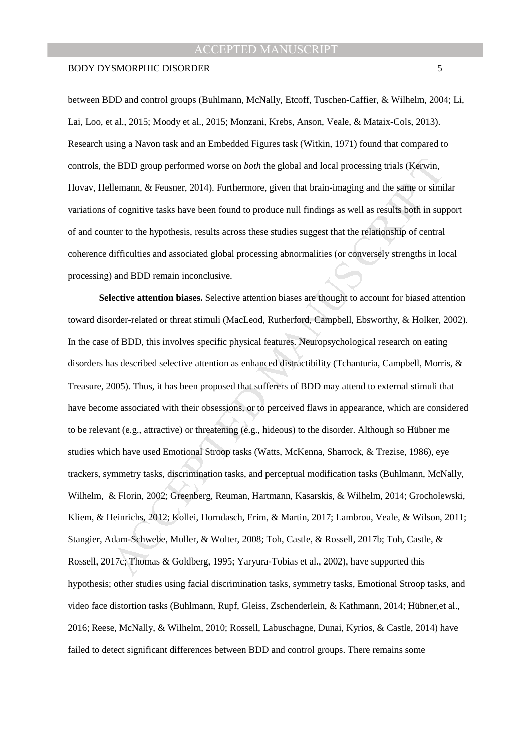between BDD and control groups (Buhlmann, McNally, Etcoff, Tuschen-Caffier, & Wilhelm, 2004; Li, Lai, Loo, et al., 2015; Moody et al., 2015; Monzani, Krebs, Anson, Veale, & Mataix-Cols, 2013). Research using a Navon task and an Embedded Figures task (Witkin, 1971) found that compared to controls, the BDD group performed worse on *both* the global and local processing trials (Kerwin, Hovav, Hellemann, & Feusner, 2014). Furthermore, given that brain-imaging and the same or similar variations of cognitive tasks have been found to produce null findings as well as results both in support of and counter to the hypothesis, results across these studies suggest that the relationship of central coherence difficulties and associated global processing abnormalities (or conversely strengths in local processing) and BDD remain inconclusive.

**Selective attention biases.** Selective attention biases are thought to account for biased attention toward disorder-related or threat stimuli (MacLeod, Rutherford, Campbell, Ebsworthy, & Holker, 2002). In the case of BDD, this involves specific physical features. Neuropsychological research on eating disorders has described selective attention as enhanced distractibility (Tchanturia, Campbell, Morris, & Treasure, 2005). Thus, it has been proposed that sufferers of BDD may attend to external stimuli that have become associated with their obsessions, or to perceived flaws in appearance, which are considered to be relevant (e.g., attractive) or threatening (e.g., hideous) to the disorder. Although so Hübner me studies which have used Emotional Stroop tasks (Watts, McKenna, Sharrock, & Trezise, 1986), eye trackers, symmetry tasks, discrimination tasks, and perceptual modification tasks (Buhlmann, McNally, Wilhelm, & Florin, 2002; Greenberg, Reuman, Hartmann, Kasarskis, & Wilhelm, 2014; Grocholewski, Kliem, & Heinrichs, 2012; Kollei, Horndasch, Erim, & Martin, 2017; Lambrou, Veale, & Wilson, 2011; Stangier, Adam-Schwebe, Muller, & Wolter, 2008; Toh, Castle, & Rossell, 2017b; Toh, Castle, & Rossell, 2017c; Thomas & Goldberg, 1995; Yaryura-Tobias et al., 2002), have supported this hypothesis; other studies using facial discrimination tasks, symmetry tasks, Emotional Stroop tasks, and video face distortion tasks (Buhlmann, Rupf, Gleiss, Zschenderlein, & Kathmann, 2014; Hübner,et al., 2016; Reese, McNally, & Wilhelm, 2010; Rossell, Labuschagne, Dunai, Kyrios, & Castle, 2014) have failed to detect significant differences between BDD and control groups. There remains some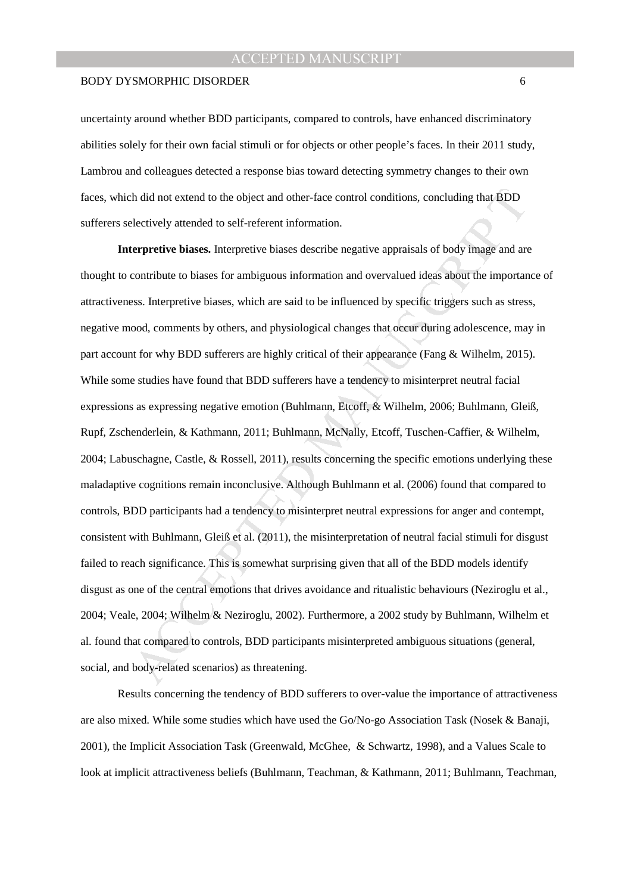uncertainty around whether BDD participants, compared to controls, have enhanced discriminatory abilities solely for their own facial stimuli or for objects or other people's faces. In their 2011 study, Lambrou and colleagues detected a response bias toward detecting symmetry changes to their own faces, which did not extend to the object and other-face control conditions, concluding that BDD sufferers selectively attended to self-referent information.

**Interpretive biases.** Interpretive biases describe negative appraisals of body image and are thought to contribute to biases for ambiguous information and overvalued ideas about the importance of attractiveness. Interpretive biases, which are said to be influenced by specific triggers such as stress, negative mood, comments by others, and physiological changes that occur during adolescence, may in part account for why BDD sufferers are highly critical of their appearance (Fang & Wilhelm, 2015). While some studies have found that BDD sufferers have a tendency to misinterpret neutral facial expressions as expressing negative emotion (Buhlmann, Etcoff, & Wilhelm, 2006; Buhlmann, Gleiß, Rupf, Zschenderlein, & Kathmann, 2011; Buhlmann, McNally, Etcoff, Tuschen-Caffier, & Wilhelm, 2004; Labuschagne, Castle, & Rossell, 2011), results concerning the specific emotions underlying these maladaptive cognitions remain inconclusive. Although Buhlmann et al. (2006) found that compared to controls, BDD participants had a tendency to misinterpret neutral expressions for anger and contempt, consistent with Buhlmann, Gleiß et al. (2011), the misinterpretation of neutral facial stimuli for disgust failed to reach significance. This is somewhat surprising given that all of the BDD models identify disgust as one of the central emotions that drives avoidance and ritualistic behaviours (Neziroglu et al., 2004; Veale, 2004; Wilhelm & Neziroglu, 2002). Furthermore, a 2002 study by Buhlmann, Wilhelm et al. found that compared to controls, BDD participants misinterpreted ambiguous situations (general, social, and body-related scenarios) as threatening.

Results concerning the tendency of BDD sufferers to over-value the importance of attractiveness are also mixed. While some studies which have used the Go/No-go Association Task (Nosek & Banaji, 2001), the Implicit Association Task (Greenwald, McGhee, & Schwartz, 1998), and a Values Scale to look at implicit attractiveness beliefs (Buhlmann, Teachman, & Kathmann, 2011; Buhlmann, Teachman,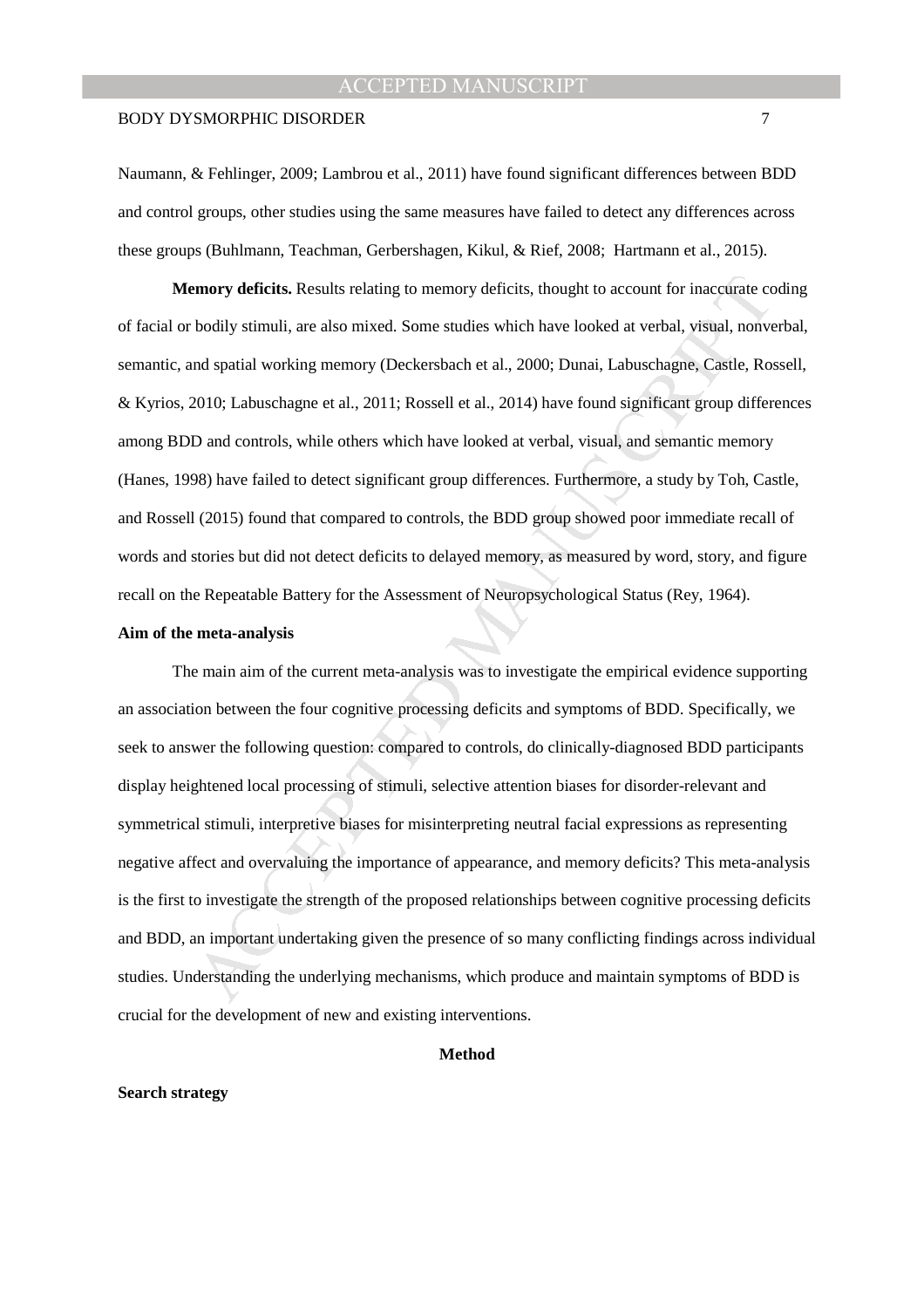Naumann, & Fehlinger, 2009; Lambrou et al., 2011) have found significant differences between BDD and control groups, other studies using the same measures have failed to detect any differences across these groups (Buhlmann, Teachman, Gerbershagen, Kikul, & Rief, 2008; Hartmann et al., 2015).

**Memory deficits.** Results relating to memory deficits, thought to account for inaccurate coding of facial or bodily stimuli, are also mixed. Some studies which have looked at verbal, visual, nonverbal, semantic, and spatial working memory (Deckersbach et al., 2000; Dunai, Labuschagne, Castle, Rossell, & Kyrios, 2010; Labuschagne et al., 2011; Rossell et al., 2014) have found significant group differences among BDD and controls, while others which have looked at verbal, visual, and semantic memory (Hanes, 1998) have failed to detect significant group differences. Furthermore, a study by Toh, Castle, and Rossell (2015) found that compared to controls, the BDD group showed poor immediate recall of words and stories but did not detect deficits to delayed memory, as measured by word, story, and figure recall on the Repeatable Battery for the Assessment of Neuropsychological Status (Rey, 1964).

## Aim of the meta-analysis

The main aim of the current meta-analysis was to investigate the empirical evidence supporting an association between the four cognitive processing deficits and symptoms of BDD. Specifically, we seek to answer the following question: compared to controls, do clinically-diagnosed BDD participants display heightened local processing of stimuli, selective attention biases for disorder-relevant and symmetrical stimuli, interpretive biases for misinterpreting neutral facial expressions as representing negative affect and overvaluing the importance of appearance, and memory deficits? This meta-analysis is the first to investigate the strength of the proposed relationships between cognitive processing deficits and BDD, an important undertaking given the presence of so many conflicting findings across individual studies. Understanding the underlying mechanisms, which produce and maintain symptoms of BDD is crucial for the development of new and existing interventions.

# Method

## Search strategy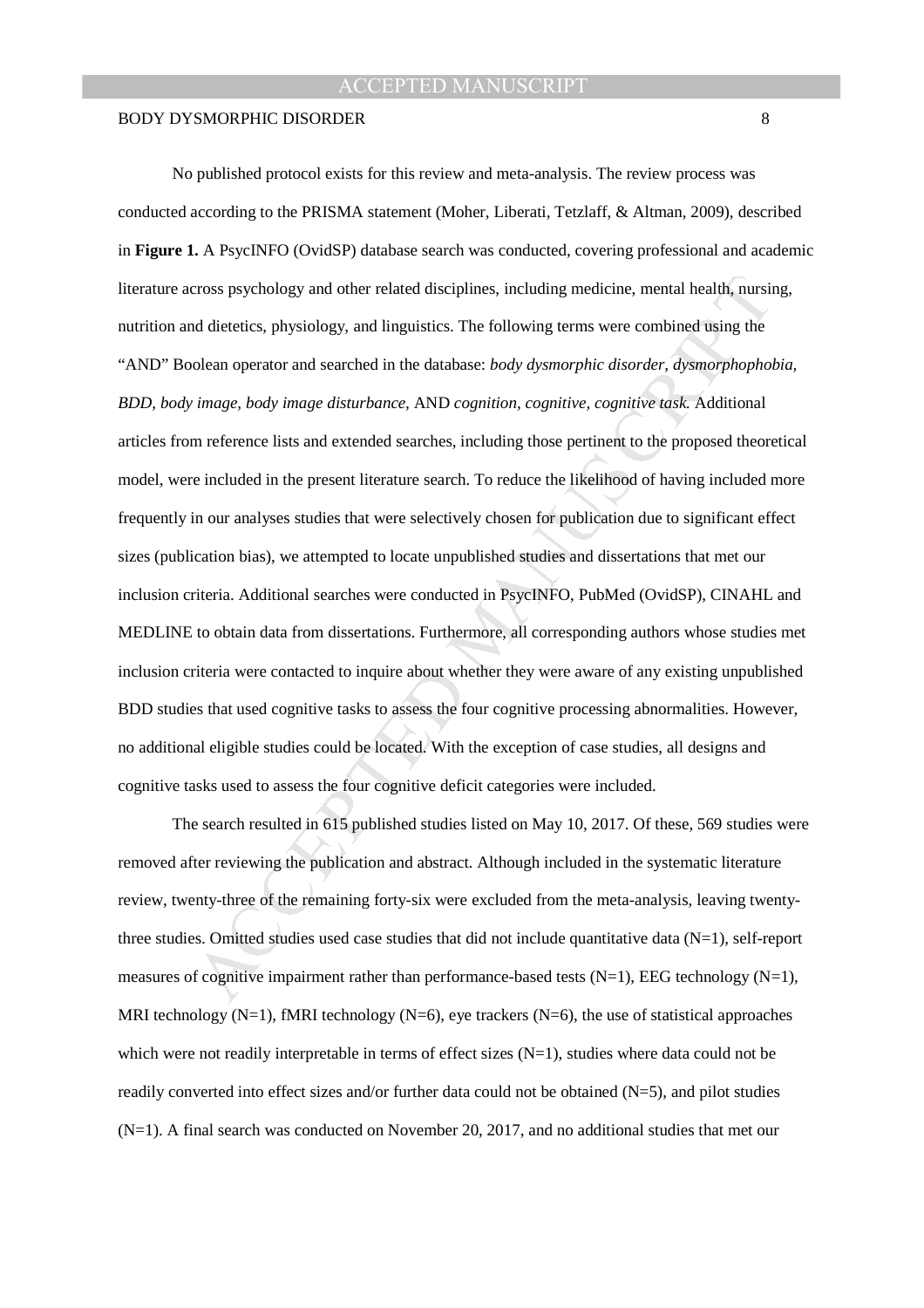No published protocol exists for this review and meta-analysis. The review process was conducted according to the PRISMA statement (Moher, Liberati, Tetzlaff, & Altman, 2009), described in **Figure 1.** A PsycINFO (OvidSP) database search was conducted, covering professional and academic literature across psychology and other related disciplines, including medicine, mental health, nursing, nutrition and dietetics, physiology, and linguistics. The following terms were combined using the "AND" Boolean operator and searched in the database: *body dysmorphic disorder, dysmorphophobia, BDD, body image, body image disturbance,* AND *cognition, cognitive, cognitive task.* Additional articles from reference lists and extended searches, including those pertinent to the proposed theoretical model, were included in the present literature search. To reduce the likelihood of having included more frequently in our analyses studies that were selectively chosen for publication due to significant effect sizes (publication bias), we attempted to locate unpublished studies and dissertations that met our inclusion criteria. Additional searches were conducted in PsycINFO, PubMed (OvidSP), CINAHL and MEDLINE to obtain data from dissertations. Furthermore, all corresponding authors whose studies met inclusion criteria were contacted to inquire about whether they were aware of any existing unpublished BDD studies that used cognitive tasks to assess the four cognitive processing abnormalities. However, no additional eligible studies could be located. With the exception of case studies, all designs and cognitive tasks used to assess the four cognitive deficit categories were included.

The search resulted in 615 published studies listed on May 10, 2017. Of these, 569 studies were removed after reviewing the publication and abstract. Although included in the systematic literature review, twenty-three of the remaining forty-six were excluded from the meta-analysis, leaving twenty-three studies. Omitted studies used case studies that did not include quantitative data (N=1), self-report measures of cognitive impairment rather than performance-based tests (N=1), EEG technology (N=1), MRI technology (N=1), fMRI technology (N=6), eye trackers (N=6), the use of statistical approaches which were not readily interpretable in terms of effect sizes (N=1), studies where data could not be readily converted into effect sizes and/or further data could not be obtained (N=5), and pilot studies (N=1). A final search was conducted on November 20, 2017, and no additional studies that met our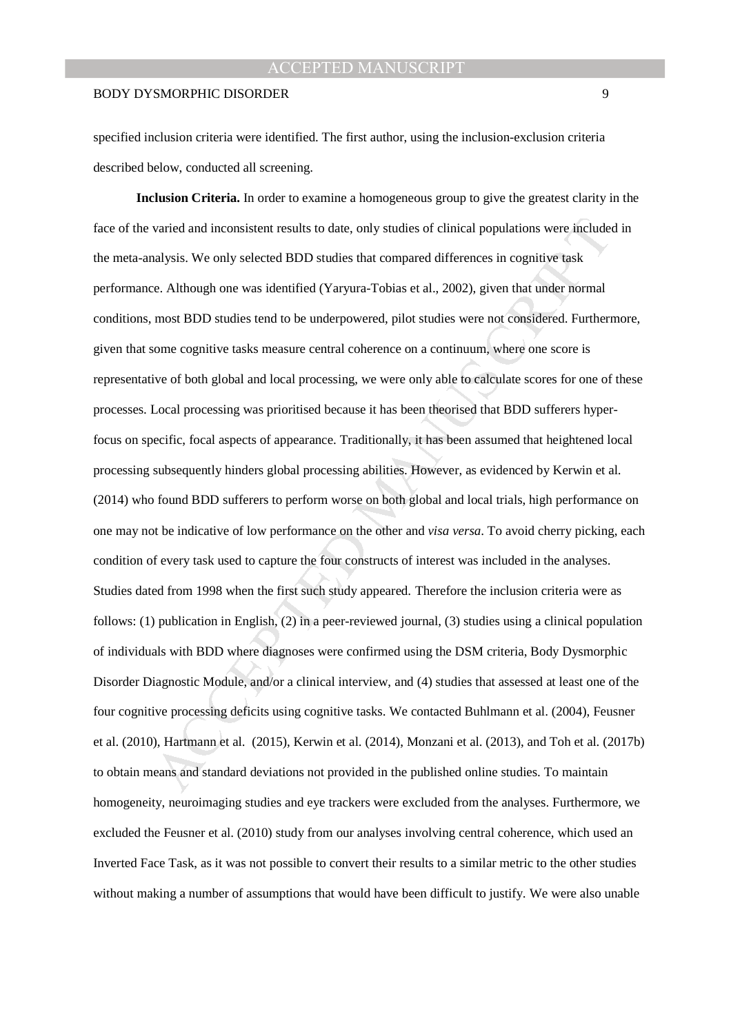specified inclusion criteria were identified. The first author, using the inclusion-exclusion criteria described below, conducted all screening.

**Inclusion Criteria.** In order to examine a homogeneous group to give the greatest clarity in the face of the varied and inconsistent results to date, only studies of clinical populations were included in the meta-analysis. We only selected BDD studies that compared differences in cognitive task performance. Although one was identified (Yaryura-Tobias et al., 2002), given that under normal conditions, most BDD studies tend to be underpowered, pilot studies were not considered. Furthermore, given that some cognitive tasks measure central coherence on a continuum, where one score is representative of both global and local processing, we were only able to calculate scores for one of these processes. Local processing was prioritised because it has been theorised that BDD sufferers hyper-focus on specific, focal aspects of appearance. Traditionally, it has been assumed that heightened local processing subsequently hinders global processing abilities. However, as evidenced by Kerwin et al. (2014) who found BDD sufferers to perform worse on both global and local trials, high performance on one may not be indicative of low performance on the other and *visa versa*. To avoid cherry picking, each condition of every task used to capture the four constructs of interest was included in the analyses. Studies dated from 1998 when the first such study appeared. Therefore the inclusion criteria were as follows: (1) publication in English, (2) in a peer-reviewed journal, (3) studies using a clinical population of individuals with BDD where diagnoses were confirmed using the DSM criteria, Body Dysmorphic Disorder Diagnostic Module, and/or a clinical interview, and (4) studies that assessed at least one of the four cognitive processing deficits using cognitive tasks. We contacted Buhlmann et al. (2004), Feusner et al. (2010), Hartmann et al. (2015), Kerwin et al. (2014), Monzani et al. (2013), and Toh et al. (2017b) to obtain means and standard deviations not provided in the published online studies. To maintain homogeneity, neuroimaging studies and eye trackers were excluded from the analyses. Furthermore, we excluded the Feusner et al. (2010) study from our analyses involving central coherence, which used an Inverted Face Task, as it was not possible to convert their results to a similar metric to the other studies without making a number of assumptions that would have been difficult to justify. We were also unable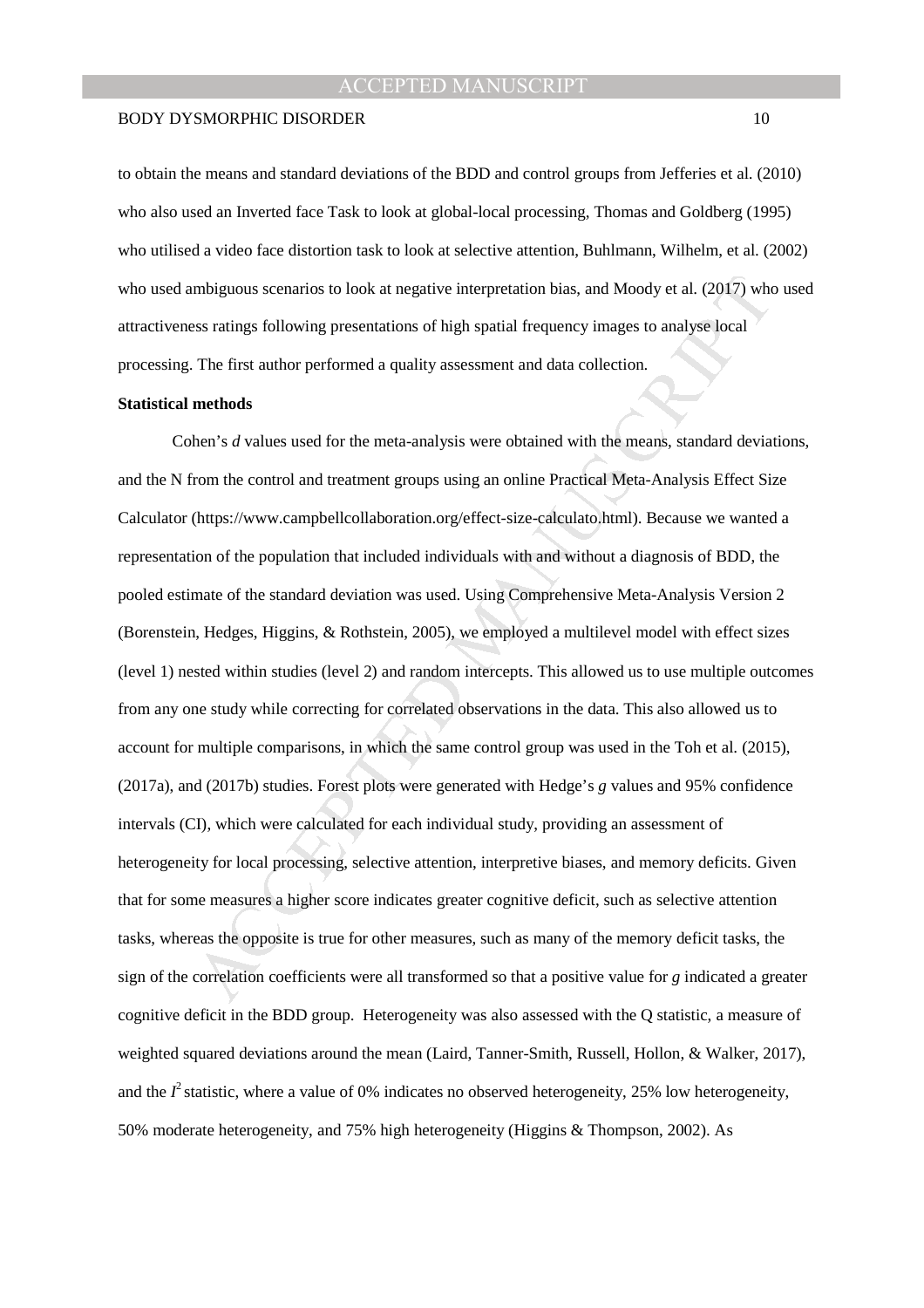to obtain the means and standard deviations of the BDD and control groups from Jefferies et al. (2010) who also used an Inverted face Task to look at global-local processing, Thomas and Goldberg (1995) who utilised a video face distortion task to look at selective attention, Buhlmann, Wilhelm, et al. (2002) who used ambiguous scenarios to look at negative interpretation bias, and Moody et al. (2017) who used attractiveness ratings following presentations of high spatial frequency images to analyse local processing. The first author performed a quality assessment and data collection.

**Statistical methods**

Cohen's *d* values used for the meta-analysis were obtained with the means, standard deviations, and the N from the control and treatment groups using an online Practical Meta-Analysis Effect Size Calculator (https://www.campbellcollaboration.org/effect-size-calculato.html). Because we wanted a representation of the population that included individuals with and without a diagnosis of BDD, the pooled estimate of the standard deviation was used. Using Comprehensive Meta-Analysis Version 2 (Borenstein, Hedges, Higgins, & Rothstein, 2005), we employed a multilevel model with effect sizes (level 1) nested within studies (level 2) and random intercepts. This allowed us to use multiple outcomes from any one study while correcting for correlated observations in the data. This also allowed us to account for multiple comparisons, in which the same control group was used in the Toh et al. (2015), (2017a), and (2017b) studies. Forest plots were generated with Hedge's *g* values and 95% confidence intervals (CI), which were calculated for each individual study, providing an assessment of heterogeneity for local processing, selective attention, interpretive biases, and memory deficits. Given that for some measures a higher score indicates greater cognitive deficit, such as selective attention tasks, whereas the opposite is true for other measures, such as many of the memory deficit tasks, the sign of the correlation coefficients were all transformed so that a positive value for *g* indicated a greater cognitive deficit in the BDD group. Heterogeneity was also assessed with the Q statistic, a measure of weighted squared deviations around the mean (Laird, Tanner-Smith, Russell, Hollon, & Walker, 2017), and the $I^2$ statistic, where a value of 0% indicates no observed heterogeneity, 25% low heterogeneity, 50% moderate heterogeneity, and 75% high heterogeneity (Higgins & Thompson, 2002). As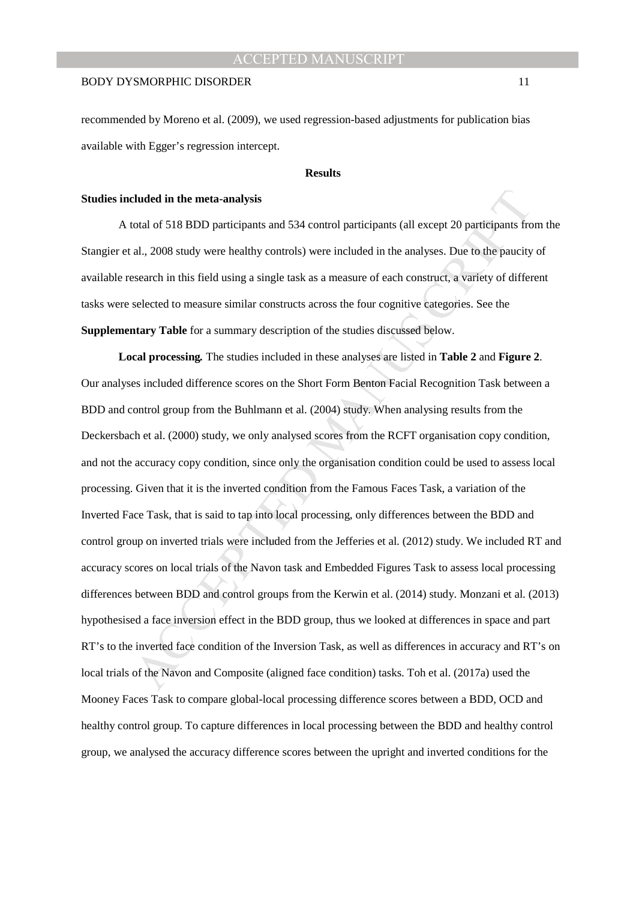recommended by Moreno et al. (2009), we used regression-based adjustments for publication bias available with Egger's regression intercept.

## Results

### Studies included in the meta-analysis

A total of 518 BDD participants and 534 control participants (all except 20 participants from the Stangier et al., 2008 study were healthy controls) were included in the analyses. Due to the paucity of available research in this field using a single task as a measure of each construct, a variety of different tasks were selected to measure similar constructs across the four cognitive categories. See the **Supplementary Table** for a summary description of the studies discussed below.

**Local processing.** The studies included in these analyses are listed in **Table 2** and **Figure 2**. Our analyses included difference scores on the Short Form Benton Facial Recognition Task between a BDD and control group from the Buhlmann et al. (2004) study. When analysing results from the Deckersbach et al. (2000) study, we only analysed scores from the RCFT organisation copy condition, and not the accuracy copy condition, since only the organisation condition could be used to assess local processing. Given that it is the inverted condition from the Famous Faces Task, a variation of the Inverted Face Task, that is said to tap into local processing, only differences between the BDD and control group on inverted trials were included from the Jefferies et al. (2012) study. We included RT and accuracy scores on local trials of the Navon task and Embedded Figures Task to assess local processing differences between BDD and control groups from the Kerwin et al. (2014) study. Monzani et al. (2013) hypothesised a face inversion effect in the BDD group, thus we looked at differences in space and part RT's to the inverted face condition of the Inversion Task, as well as differences in accuracy and RT's on local trials of the Navon and Composite (aligned face condition) tasks. Toh et al. (2017a) used the Mooney Faces Task to compare global-local processing difference scores between a BDD, OCD and healthy control group. To capture differences in local processing between the BDD and healthy control group, we analysed the accuracy difference scores between the upright and inverted conditions for the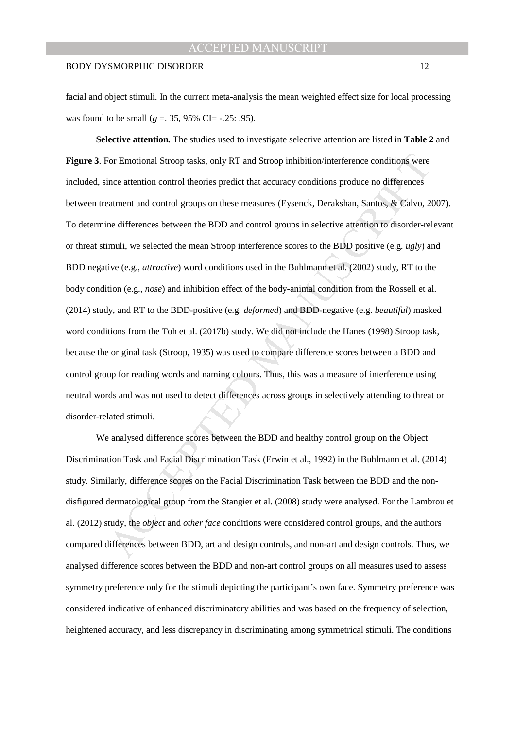facial and object stimuli. In the current meta-analysis the mean weighted effect size for local processing was found to be small ($g$ =. 35, 95% CI= -.25: .95).

**Selective attention.** The studies used to investigate selective attention are listed in **Table 2** and **Figure 3**. For Emotional Stroop tasks, only RT and Stroop inhibition/interference conditions were included, since attention control theories predict that accuracy conditions produce no differences between treatment and control groups on these measures (Eysenck, Derakshan, Santos, & Calvo, 2007). To determine differences between the BDD and control groups in selective attention to disorder-relevant or threat stimuli, we selected the mean Stroop interference scores to the BDD positive (e.g. *ugly*) and BDD negative (e.g., *attractive*) word conditions used in the Buhlmann et al. (2002) study, RT to the body condition (e.g., *nose*) and inhibition effect of the body-animal condition from the Rossell et al. (2014) study, and RT to the BDD-positive (e.g. *deformed*) and BDD-negative (e.g. *beautiful*) masked word conditions from the Toh et al. (2017b) study. We did not include the Hanes (1998) Stroop task, because the original task (Stroop, 1935) was used to compare difference scores between a BDD and control group for reading words and naming colours. Thus, this was a measure of interference using neutral words and was not used to detect differences across groups in selectively attending to threat or disorder-related stimuli.

We analysed difference scores between the BDD and healthy control group on the Object Discrimination Task and Facial Discrimination Task (Erwin et al., 1992) in the Buhlmann et al. (2014) study. Similarly, difference scores on the Facial Discrimination Task between the BDD and the non-disfigured dermatological group from the Stangier et al. (2008) study were analysed. For the Lambrou et al. (2012) study, the *object* and *other face* conditions were considered control groups, and the authors compared differences between BDD, art and design controls, and non-art and design controls. Thus, we analysed difference scores between the BDD and non-art control groups on all measures used to assess symmetry preference only for the stimuli depicting the participant's own face. Symmetry preference was considered indicative of enhanced discriminatory abilities and was based on the frequency of selection, heightened accuracy, and less discrepancy in discriminating among symmetrical stimuli. The conditions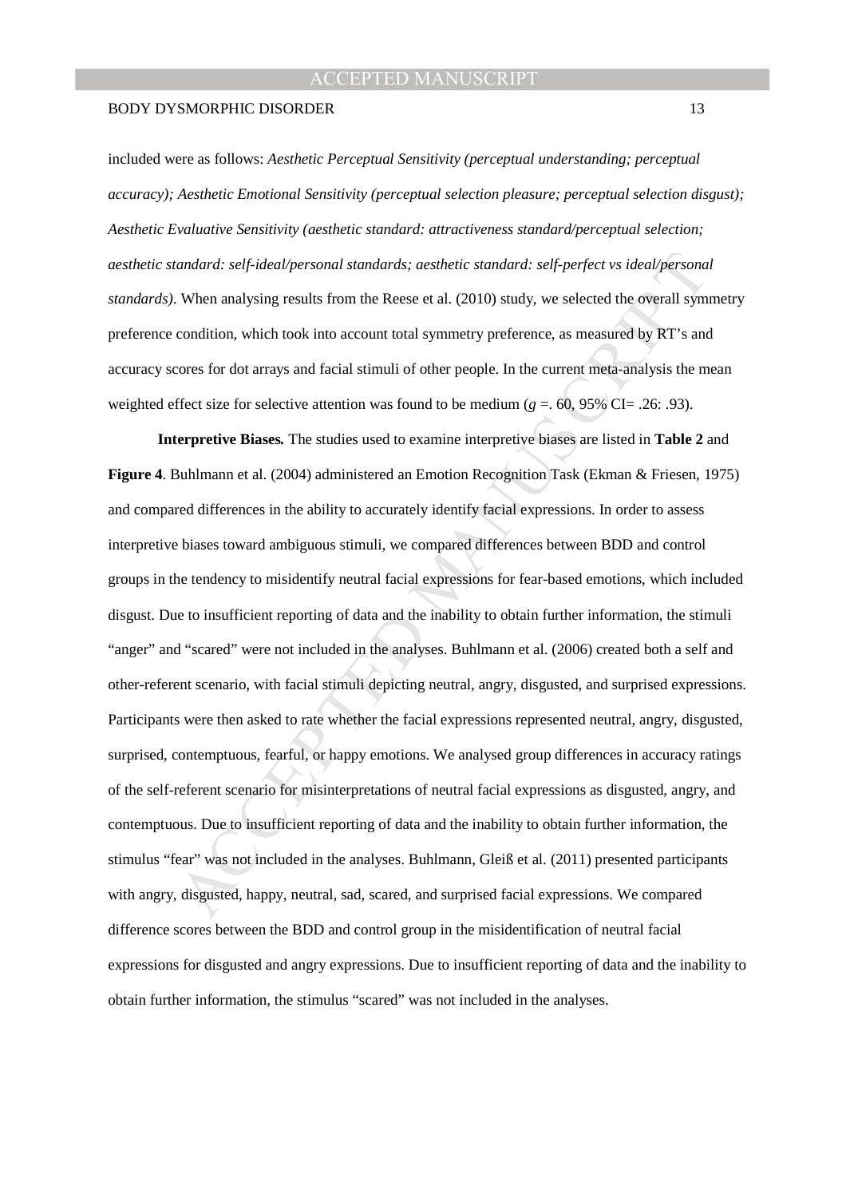included were as follows: *Aesthetic Perceptual Sensitivity (perceptual understanding; perceptual accuracy); Aesthetic Emotional Sensitivity (perceptual selection pleasure; perceptual selection disgust); Aesthetic Evaluative Sensitivity (aesthetic standard: attractiveness standard/perceptual selection; aesthetic standard: self-ideal/personal standards; aesthetic standard: self-perfect vs ideal/personal standards)*. When analysing results from the Reese et al. (2010) study, we selected the overall symmetry preference condition, which took into account total symmetry preference, as measured by RT's and accuracy scores for dot arrays and facial stimuli of other people. In the current meta-analysis the mean weighted effect size for selective attention was found to be medium ($g$ =. 60, 95% CI= .26: .93).

**Interpretive Biases.** The studies used to examine interpretive biases are listed in **Table 2** and **Figure 4**. Buhlmann et al. (2004) administered an Emotion Recognition Task (Ekman & Friesen, 1975) and compared differences in the ability to accurately identify facial expressions. In order to assess interpretive biases toward ambiguous stimuli, we compared differences between BDD and control groups in the tendency to misidentify neutral facial expressions for fear-based emotions, which included disgust. Due to insufficient reporting of data and the inability to obtain further information, the stimuli "anger" and "scared" were not included in the analyses. Buhlmann et al. (2006) created both a self and other-referent scenario, with facial stimuli depicting neutral, angry, disgusted, and surprised expressions. Participants were then asked to rate whether the facial expressions represented neutral, angry, disgusted, surprised, contemptuous, fearful, or happy emotions. We analysed group differences in accuracy ratings of the self-referent scenario for misinterpretations of neutral facial expressions as disgusted, angry, and contemptuous. Due to insufficient reporting of data and the inability to obtain further information, the stimulus "fear" was not included in the analyses. Buhlmann, Gleiß et al. (2011) presented participants with angry, disgusted, happy, neutral, sad, scared, and surprised facial expressions. We compared difference scores between the BDD and control group in the misidentification of neutral facial expressions for disgusted and angry expressions. Due to insufficient reporting of data and the inability to obtain further information, the stimulus "scared" was not included in the analyses.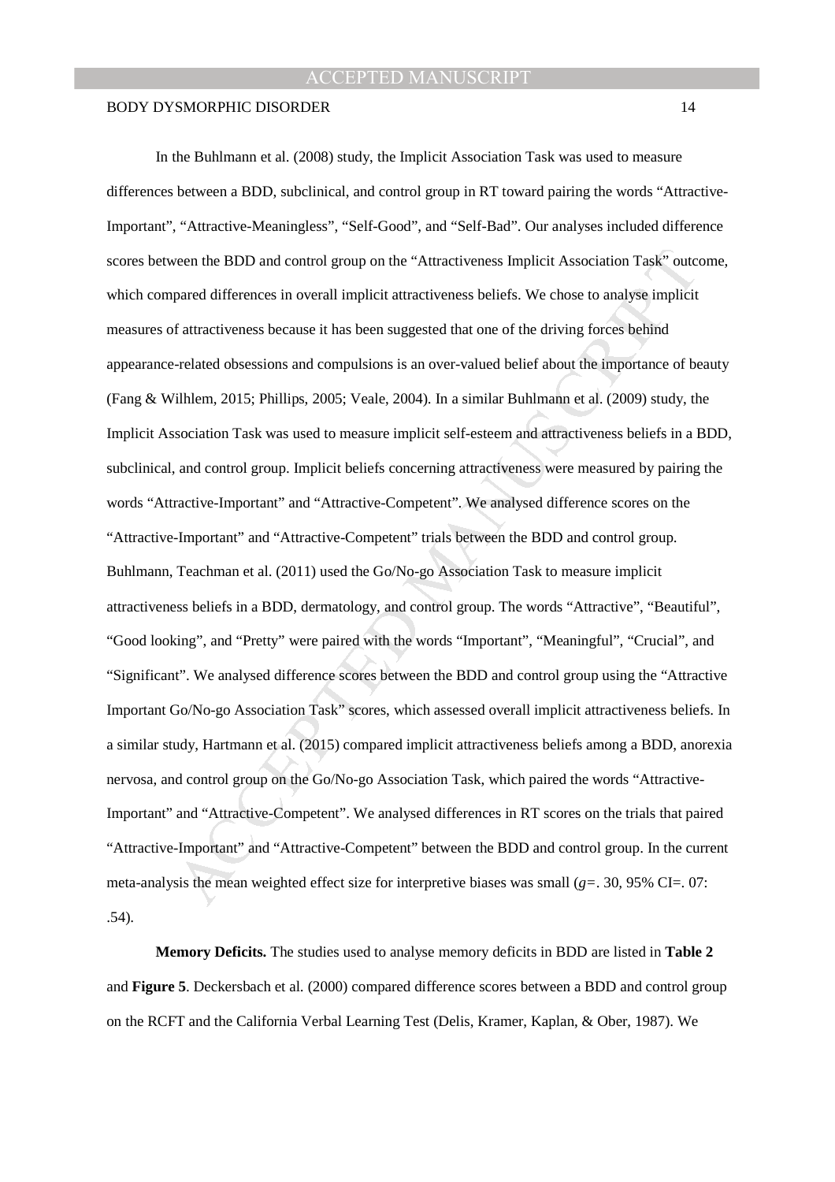In the Buhlmann et al. (2008) study, the Implicit Association Task was used to measure differences between a BDD, subclinical, and control group in RT toward pairing the words "Attractive-Important", "Attractive-Meaningless", "Self-Good", and "Self-Bad". Our analyses included difference scores between the BDD and control group on the "Attractiveness Implicit Association Task" outcome, which compared differences in overall implicit attractiveness beliefs. We chose to analyse implicit measures of attractiveness because it has been suggested that one of the driving forces behind appearance-related obsessions and compulsions is an over-valued belief about the importance of beauty (Fang & Wilhlem, 2015; Phillips, 2005; Veale, 2004). In a similar Buhlmann et al. (2009) study, the Implicit Association Task was used to measure implicit self-esteem and attractiveness beliefs in a BDD, subclinical, and control group. Implicit beliefs concerning attractiveness were measured by pairing the words "Attractive-Important" and "Attractive-Competent". We analysed difference scores on the "Attractive-Important" and "Attractive-Competent" trials between the BDD and control group. Buhlmann, Teachman et al. (2011) used the Go/No-go Association Task to measure implicit attractiveness beliefs in a BDD, dermatology, and control group. The words "Attractive", "Beautiful", "Good looking", and "Pretty" were paired with the words "Important", "Meaningful", "Crucial", and "Significant". We analysed difference scores between the BDD and control group using the "Attractive Important Go/No-go Association Task" scores, which assessed overall implicit attractiveness beliefs. In a similar study, Hartmann et al. (2015) compared implicit attractiveness beliefs among a BDD, anorexia nervosa, and control group on the Go/No-go Association Task, which paired the words "Attractive-Important" and "Attractive-Competent". We analysed differences in RT scores on the trials that paired "Attractive-Important" and "Attractive-Competent" between the BDD and control group. In the current meta-analysis the mean weighted effect size for interpretive biases was small ($g$=. 30, 95% CI=. 07: .54).

**Memory Deficits.** The studies used to analyse memory deficits in BDD are listed in **Table 2** and **Figure 5**. Deckersbach et al. (2000) compared difference scores between a BDD and control group on the RCFT and the California Verbal Learning Test (Delis, Kramer, Kaplan, & Ober, 1987). We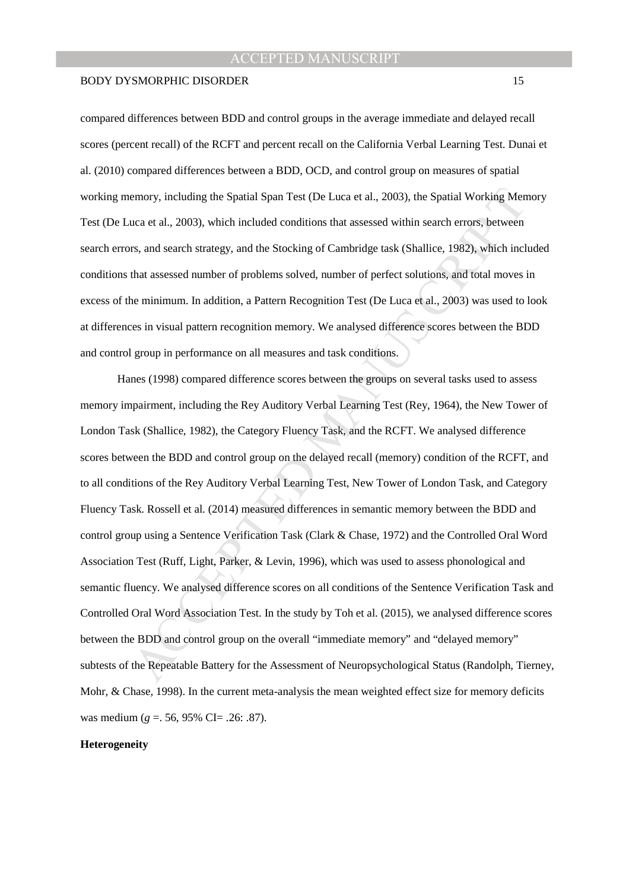compared differences between BDD and control groups in the average immediate and delayed recall scores (percent recall) of the RCFT and percent recall on the California Verbal Learning Test. Dunai et al. (2010) compared differences between a BDD, OCD, and control group on measures of spatial working memory, including the Spatial Span Test (De Luca et al., 2003), the Spatial Working Memory Test (De Luca et al., 2003), which included conditions that assessed within search errors, between search errors, and search strategy, and the Stocking of Cambridge task (Shallice, 1982), which included conditions that assessed number of problems solved, number of perfect solutions, and total moves in excess of the minimum. In addition, a Pattern Recognition Test (De Luca et al., 2003) was used to look at differences in visual pattern recognition memory. We analysed difference scores between the BDD and control group in performance on all measures and task conditions.

Hanes (1998) compared difference scores between the groups on several tasks used to assess memory impairment, including the Rey Auditory Verbal Learning Test (Rey, 1964), the New Tower of London Task (Shallice, 1982), the Category Fluency Task, and the RCFT. We analysed difference scores between the BDD and control group on the delayed recall (memory) condition of the RCFT, and to all conditions of the Rey Auditory Verbal Learning Test, New Tower of London Task, and Category Fluency Task. Rossell et al. (2014) measured differences in semantic memory between the BDD and control group using a Sentence Verification Task (Clark & Chase, 1972) and the Controlled Oral Word Association Test (Ruff, Light, Parker, & Levin, 1996), which was used to assess phonological and semantic fluency. We analysed difference scores on all conditions of the Sentence Verification Task and Controlled Oral Word Association Test. In the study by Toh et al. (2015), we analysed difference scores between the BDD and control group on the overall "immediate memory" and "delayed memory" subtests of the Repeatable Battery for the Assessment of Neuropsychological Status (Randolph, Tierney, Mohr, & Chase, 1998). In the current meta-analysis the mean weighted effect size for memory deficits was medium ($g$ =. 56, 95% CI= .26: .87).

**Heterogeneity**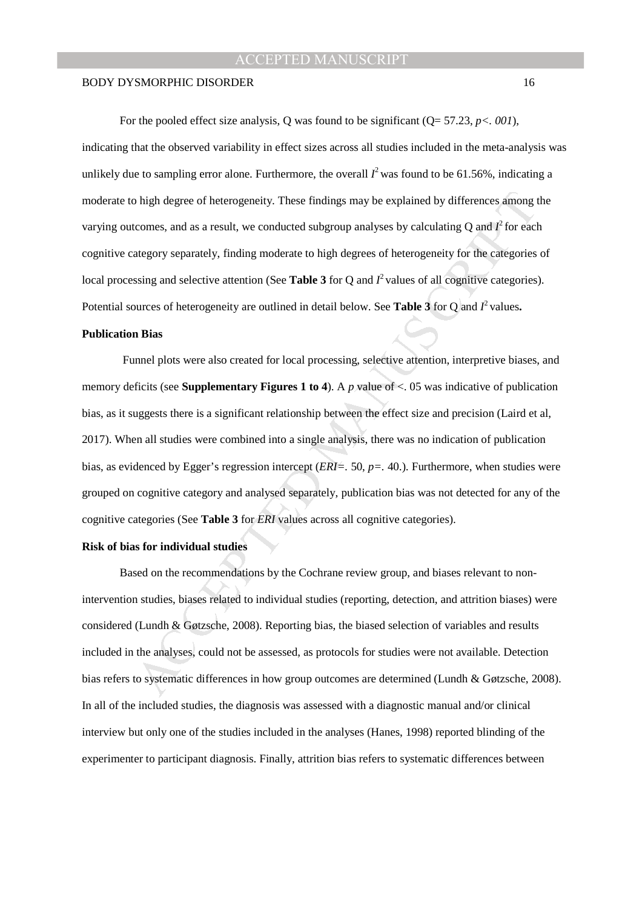For the pooled effect size analysis, Q was found to be significant (Q= 57.23, $p<. 001$), indicating that the observed variability in effect sizes across all studies included in the meta-analysis was unlikely due to sampling error alone. Furthermore, the overall $I^2$ was found to be 61.56%, indicating a moderate to high degree of heterogeneity. These findings may be explained by differences among the varying outcomes, and as a result, we conducted subgroup analyses by calculating Q and $I^2$ for each cognitive category separately, finding moderate to high degrees of heterogeneity for the categories of local processing and selective attention (See **Table 3** for Q and $I^2$ values of all cognitive categories). Potential sources of heterogeneity are outlined in detail below. See **Table 3** for Q and $I^2$ values**.**

**Publication Bias**

Funnel plots were also created for local processing, selective attention, interpretive biases, and memory deficits (see **Supplementary Figures 1 to 4**). A $p$ value of <. 05 was indicative of publication bias, as it suggests there is a significant relationship between the effect size and precision (Laird et al, 2017). When all studies were combined into a single analysis, there was no indication of publication bias, as evidenced by Egger's regression intercept (*ERI*=. 50, $p$=. 40.). Furthermore, when studies were grouped on cognitive category and analysed separately, publication bias was not detected for any of the cognitive categories (See **Table 3** for *ERI* values across all cognitive categories).

**Risk of bias for individual studies**

Based on the recommendations by the Cochrane review group, and biases relevant to non-intervention studies, biases related to individual studies (reporting, detection, and attrition biases) were considered (Lundh & Gøtzsche, 2008). Reporting bias, the biased selection of variables and results included in the analyses, could not be assessed, as protocols for studies were not available. Detection bias refers to systematic differences in how group outcomes are determined (Lundh & Gøtzsche, 2008). In all of the included studies, the diagnosis was assessed with a diagnostic manual and/or clinical interview but only one of the studies included in the analyses (Hanes, 1998) reported blinding of the experimenter to participant diagnosis. Finally, attrition bias refers to systematic differences between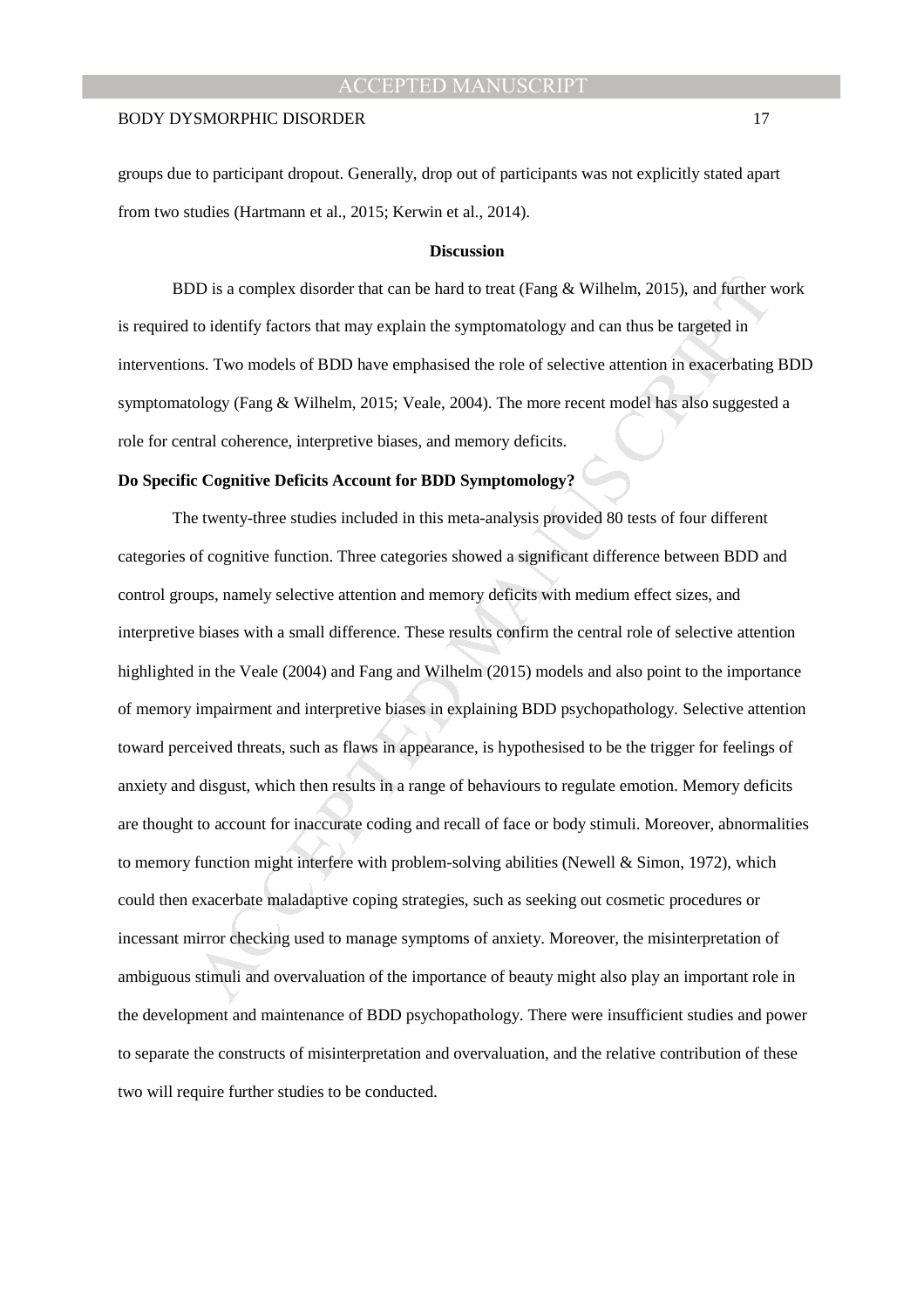groups due to participant dropout. Generally, drop out of participants was not explicitly stated apart from two studies (Hartmann et al., 2015; Kerwin et al., 2014).

## Discussion

BDD is a complex disorder that can be hard to treat (Fang & Wilhelm, 2015), and further work is required to identify factors that may explain the symptomatology and can thus be targeted in interventions. Two models of BDD have emphasised the role of selective attention in exacerbating BDD symptomatology (Fang & Wilhelm, 2015; Veale, 2004). The more recent model has also suggested a role for central coherence, interpretive biases, and memory deficits.

### Do Specific Cognitive Deficits Account for BDD Symptomology?

The twenty-three studies included in this meta-analysis provided 80 tests of four different categories of cognitive function. Three categories showed a significant difference between BDD and control groups, namely selective attention and memory deficits with medium effect sizes, and interpretive biases with a small difference. These results confirm the central role of selective attention highlighted in the Veale (2004) and Fang and Wilhelm (2015) models and also point to the importance of memory impairment and interpretive biases in explaining BDD psychopathology. Selective attention toward perceived threats, such as flaws in appearance, is hypothesised to be the trigger for feelings of anxiety and disgust, which then results in a range of behaviours to regulate emotion. Memory deficits are thought to account for inaccurate coding and recall of face or body stimuli. Moreover, abnormalities to memory function might interfere with problem-solving abilities (Newell & Simon, 1972), which could then exacerbate maladaptive coping strategies, such as seeking out cosmetic procedures or incessant mirror checking used to manage symptoms of anxiety. Moreover, the misinterpretation of ambiguous stimuli and overvaluation of the importance of beauty might also play an important role in the development and maintenance of BDD psychopathology. There were insufficient studies and power to separate the constructs of misinterpretation and overvaluation, and the relative contribution of these two will require further studies to be conducted.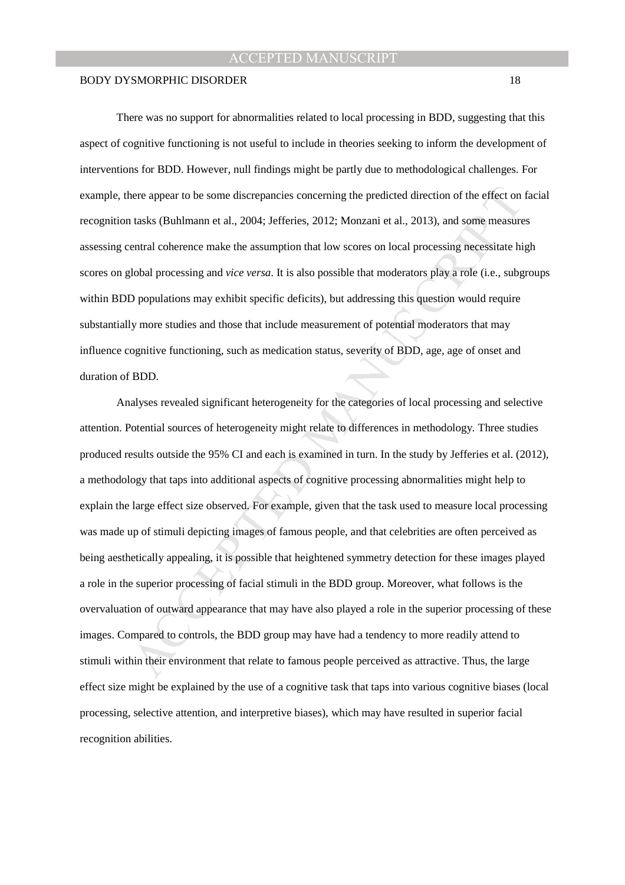There was no support for abnormalities related to local processing in BDD, suggesting that this aspect of cognitive functioning is not useful to include in theories seeking to inform the development of interventions for BDD. However, null findings might be partly due to methodological challenges. For example, there appear to be some discrepancies concerning the predicted direction of the effect on facial recognition tasks (Buhlmann et al., 2004; Jefferies, 2012; Monzani et al., 2013), and some measures assessing central coherence make the assumption that low scores on local processing necessitate high scores on global processing and *vice versa*. It is also possible that moderators play a role (i.e., subgroups within BDD populations may exhibit specific deficits), but addressing this question would require substantially more studies and those that include measurement of potential moderators that may influence cognitive functioning, such as medication status, severity of BDD, age, age of onset and duration of BDD.

Analyses revealed significant heterogeneity for the categories of local processing and selective attention. Potential sources of heterogeneity might relate to differences in methodology. Three studies produced results outside the 95% CI and each is examined in turn. In the study by Jefferies et al. (2012), a methodology that taps into additional aspects of cognitive processing abnormalities might help to explain the large effect size observed. For example, given that the task used to measure local processing was made up of stimuli depicting images of famous people, and that celebrities are often perceived as being aesthetically appealing, it is possible that heightened symmetry detection for these images played a role in the superior processing of facial stimuli in the BDD group. Moreover, what follows is the overvaluation of outward appearance that may have also played a role in the superior processing of these images. Compared to controls, the BDD group may have had a tendency to more readily attend to stimuli within their environment that relate to famous people perceived as attractive. Thus, the large effect size might be explained by the use of a cognitive task that taps into various cognitive biases (local processing, selective attention, and interpretive biases), which may have resulted in superior facial recognition abilities.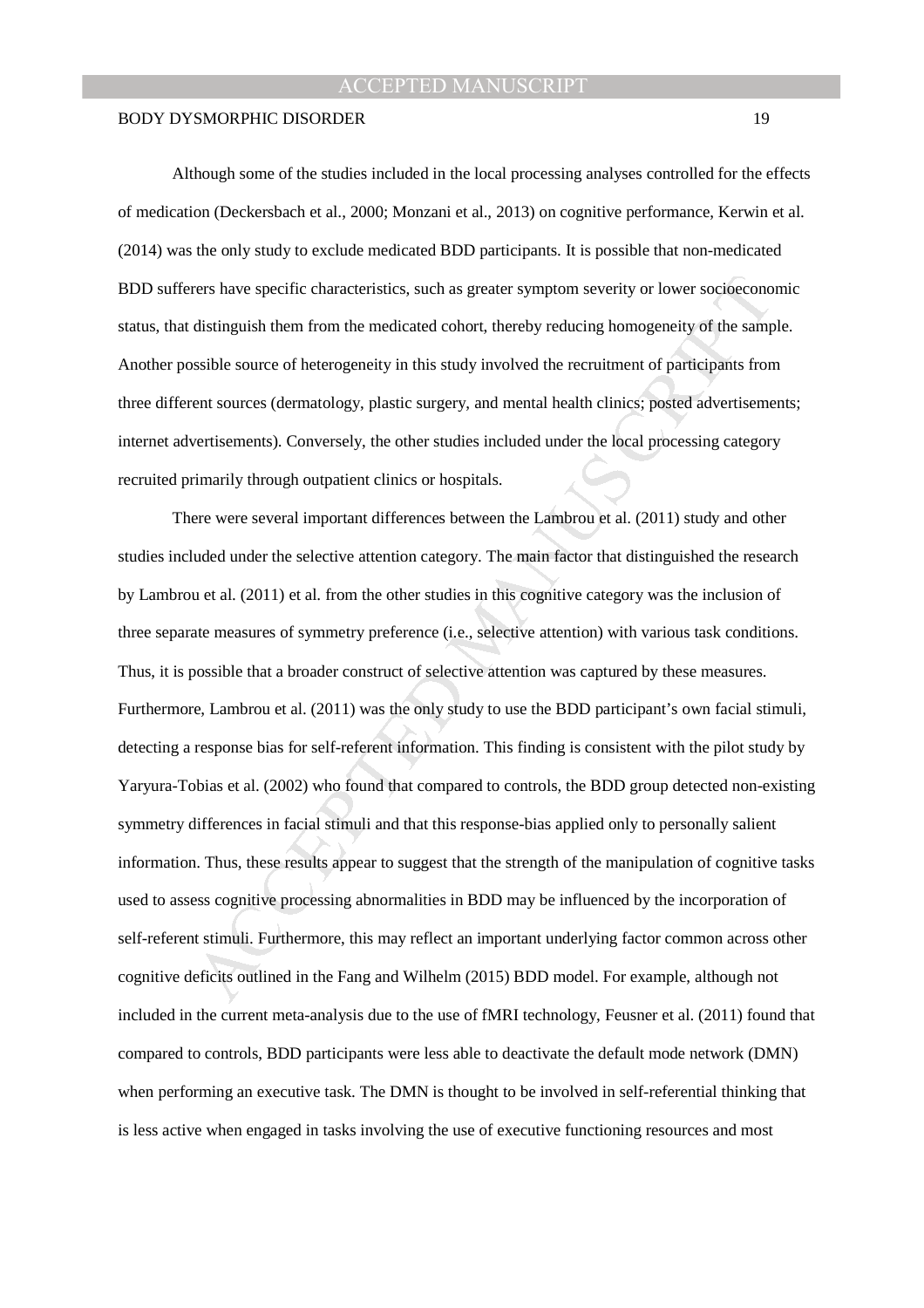Although some of the studies included in the local processing analyses controlled for the effects of medication (Deckersbach et al., 2000; Monzani et al., 2013) on cognitive performance, Kerwin et al. (2014) was the only study to exclude medicated BDD participants. It is possible that non-medicated BDD sufferers have specific characteristics, such as greater symptom severity or lower socioeconomic status, that distinguish them from the medicated cohort, thereby reducing homogeneity of the sample. Another possible source of heterogeneity in this study involved the recruitment of participants from three different sources (dermatology, plastic surgery, and mental health clinics; posted advertisements; internet advertisements). Conversely, the other studies included under the local processing category recruited primarily through outpatient clinics or hospitals.

There were several important differences between the Lambrou et al. (2011) study and other studies included under the selective attention category. The main factor that distinguished the research by Lambrou et al. (2011) et al. from the other studies in this cognitive category was the inclusion of three separate measures of symmetry preference (i.e., selective attention) with various task conditions. Thus, it is possible that a broader construct of selective attention was captured by these measures. Furthermore, Lambrou et al. (2011) was the only study to use the BDD participant's own facial stimuli, detecting a response bias for self-referent information. This finding is consistent with the pilot study by Yaryura-Tobias et al. (2002) who found that compared to controls, the BDD group detected non-existing symmetry differences in facial stimuli and that this response-bias applied only to personally salient information. Thus, these results appear to suggest that the strength of the manipulation of cognitive tasks used to assess cognitive processing abnormalities in BDD may be influenced by the incorporation of self-referent stimuli. Furthermore, this may reflect an important underlying factor common across other cognitive deficits outlined in the Fang and Wilhelm (2015) BDD model. For example, although not included in the current meta-analysis due to the use of fMRI technology, Feusner et al. (2011) found that compared to controls, BDD participants were less able to deactivate the default mode network (DMN) when performing an executive task. The DMN is thought to be involved in self-referential thinking that is less active when engaged in tasks involving the use of executive functioning resources and most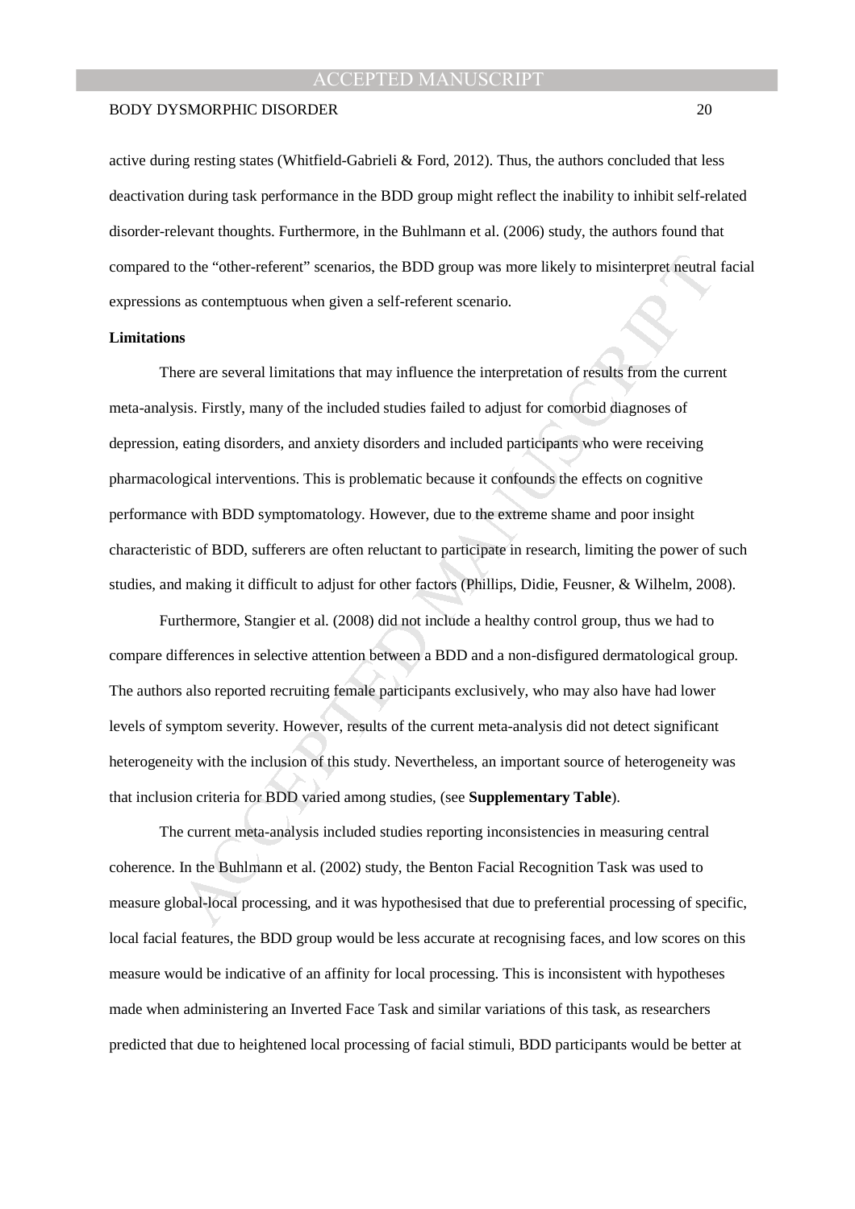active during resting states (Whitfield-Gabrieli & Ford, 2012). Thus, the authors concluded that less deactivation during task performance in the BDD group might reflect the inability to inhibit self-related disorder-relevant thoughts. Furthermore, in the Buhlmann et al. (2006) study, the authors found that compared to the "other-referent" scenarios, the BDD group was more likely to misinterpret neutral facial expressions as contemptuous when given a self-referent scenario.

**Limitations**

There are several limitations that may influence the interpretation of results from the current meta-analysis. Firstly, many of the included studies failed to adjust for comorbid diagnoses of depression, eating disorders, and anxiety disorders and included participants who were receiving pharmacological interventions. This is problematic because it confounds the effects on cognitive performance with BDD symptomatology. However, due to the extreme shame and poor insight characteristic of BDD, sufferers are often reluctant to participate in research, limiting the power of such studies, and making it difficult to adjust for other factors (Phillips, Didie, Feusner, & Wilhelm, 2008).

Furthermore, Stangier et al. (2008) did not include a healthy control group, thus we had to compare differences in selective attention between a BDD and a non-disfigured dermatological group. The authors also reported recruiting female participants exclusively, who may also have had lower levels of symptom severity. However, results of the current meta-analysis did not detect significant heterogeneity with the inclusion of this study. Nevertheless, an important source of heterogeneity was that inclusion criteria for BDD varied among studies, (see **Supplementary Table**).

The current meta-analysis included studies reporting inconsistencies in measuring central coherence. In the Buhlmann et al. (2002) study, the Benton Facial Recognition Task was used to measure global-local processing, and it was hypothesised that due to preferential processing of specific, local facial features, the BDD group would be less accurate at recognising faces, and low scores on this measure would be indicative of an affinity for local processing. This is inconsistent with hypotheses made when administering an Inverted Face Task and similar variations of this task, as researchers predicted that due to heightened local processing of facial stimuli, BDD participants would be better at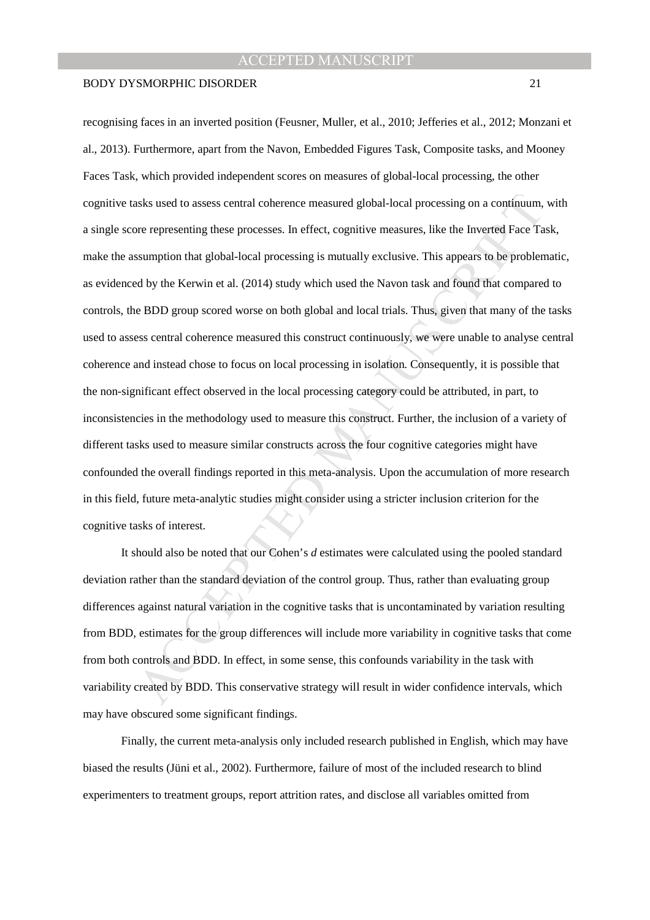recognising faces in an inverted position (Feusner, Muller, et al., 2010; Jefferies et al., 2012; Monzani et al., 2013). Furthermore, apart from the Navon, Embedded Figures Task, Composite tasks, and Mooney Faces Task, which provided independent scores on measures of global-local processing, the other cognitive tasks used to assess central coherence measured global-local processing on a continuum, with a single score representing these processes. In effect, cognitive measures, like the Inverted Face Task, make the assumption that global-local processing is mutually exclusive. This appears to be problematic, as evidenced by the Kerwin et al. (2014) study which used the Navon task and found that compared to controls, the BDD group scored worse on both global and local trials. Thus, given that many of the tasks used to assess central coherence measured this construct continuously, we were unable to analyse central coherence and instead chose to focus on local processing in isolation. Consequently, it is possible that the non-significant effect observed in the local processing category could be attributed, in part, to inconsistencies in the methodology used to measure this construct. Further, the inclusion of a variety of different tasks used to measure similar constructs across the four cognitive categories might have confounded the overall findings reported in this meta-analysis. Upon the accumulation of more research in this field, future meta-analytic studies might consider using a stricter inclusion criterion for the cognitive tasks of interest.

It should also be noted that our Cohen's *d* estimates were calculated using the pooled standard deviation rather than the standard deviation of the control group. Thus, rather than evaluating group differences against natural variation in the cognitive tasks that is uncontaminated by variation resulting from BDD, estimates for the group differences will include more variability in cognitive tasks that come from both controls and BDD. In effect, in some sense, this confounds variability in the task with variability created by BDD. This conservative strategy will result in wider confidence intervals, which may have obscured some significant findings.

Finally, the current meta-analysis only included research published in English, which may have biased the results (Jüni et al., 2002). Furthermore, failure of most of the included research to blind experimenters to treatment groups, report attrition rates, and disclose all variables omitted from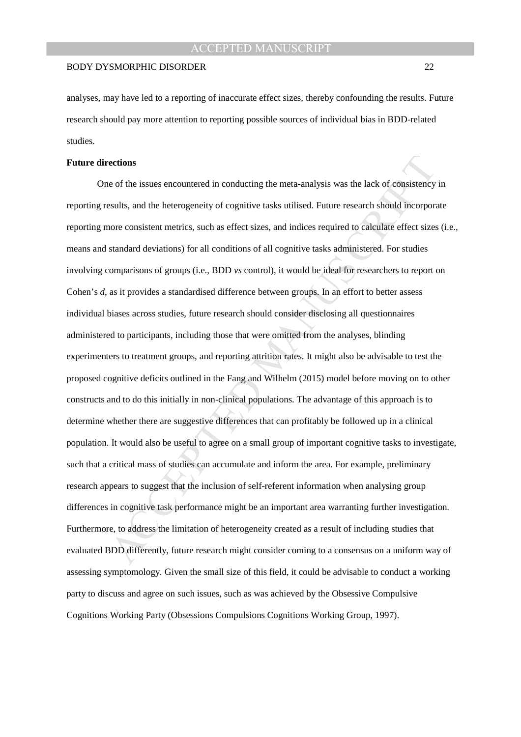analyses, may have led to a reporting of inaccurate effect sizes, thereby confounding the results. Future research should pay more attention to reporting possible sources of individual bias in BDD-related studies.

**Future directions**

One of the issues encountered in conducting the meta-analysis was the lack of consistency in reporting results, and the heterogeneity of cognitive tasks utilised. Future research should incorporate reporting more consistent metrics, such as effect sizes, and indices required to calculate effect sizes (i.e., means and standard deviations) for all conditions of all cognitive tasks administered. For studies involving comparisons of groups (i.e., BDD *vs* control), it would be ideal for researchers to report on Cohen's *d*, as it provides a standardised difference between groups. In an effort to better assess individual biases across studies, future research should consider disclosing all questionnaires administered to participants, including those that were omitted from the analyses, blinding experimenters to treatment groups, and reporting attrition rates. It might also be advisable to test the proposed cognitive deficits outlined in the Fang and Wilhelm (2015) model before moving on to other constructs and to do this initially in non-clinical populations. The advantage of this approach is to determine whether there are suggestive differences that can profitably be followed up in a clinical population. It would also be useful to agree on a small group of important cognitive tasks to investigate, such that a critical mass of studies can accumulate and inform the area. For example, preliminary research appears to suggest that the inclusion of self-referent information when analysing group differences in cognitive task performance might be an important area warranting further investigation. Furthermore, to address the limitation of heterogeneity created as a result of including studies that evaluated BDD differently, future research might consider coming to a consensus on a uniform way of assessing symptomology. Given the small size of this field, it could be advisable to conduct a working party to discuss and agree on such issues, such as was achieved by the Obsessive Compulsive Cognitions Working Party (Obsessions Compulsions Cognitions Working Group, 1997).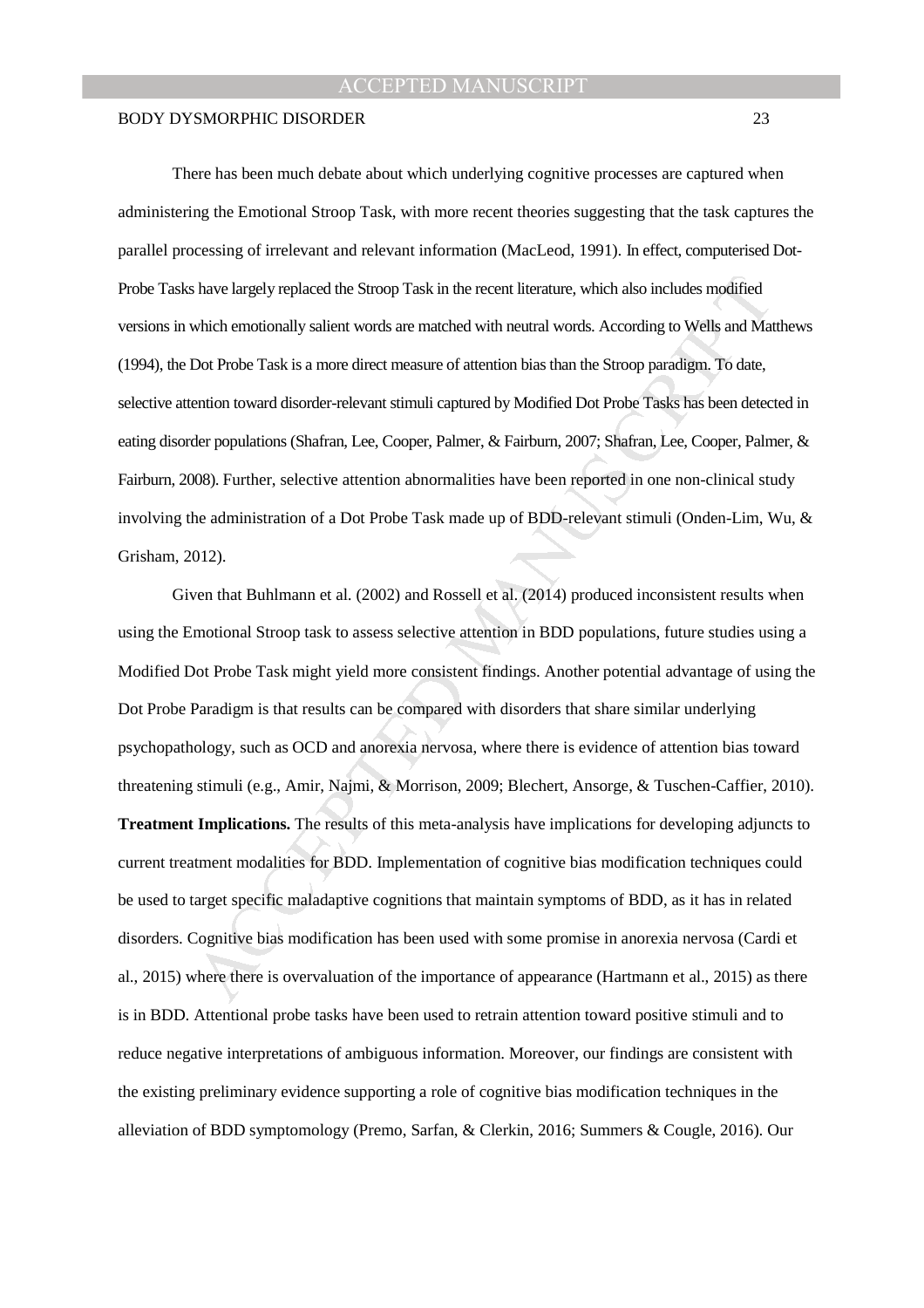There has been much debate about which underlying cognitive processes are captured when administering the Emotional Stroop Task, with more recent theories suggesting that the task captures the parallel processing of irrelevant and relevant information (MacLeod, 1991). In effect, computerised Dot-Probe Tasks have largely replaced the Stroop Task in the recent literature, which also includes modified versions in which emotionally salient words are matched with neutral words. According to Wells and Matthews (1994), the Dot Probe Task is a more direct measure of attention bias than the Stroop paradigm. To date, selective attention toward disorder-relevant stimuli captured by Modified Dot Probe Tasks has been detected in eating disorder populations (Shafran, Lee, Cooper, Palmer, & Fairburn, 2007; Shafran, Lee, Cooper, Palmer, & Fairburn, 2008). Further, selective attention abnormalities have been reported in one non-clinical study involving the administration of a Dot Probe Task made up of BDD-relevant stimuli (Onden-Lim, Wu, & Grisham, 2012).

Given that Buhlmann et al. (2002) and Rossell et al. (2014) produced inconsistent results when using the Emotional Stroop task to assess selective attention in BDD populations, future studies using a Modified Dot Probe Task might yield more consistent findings. Another potential advantage of using the Dot Probe Paradigm is that results can be compared with disorders that share similar underlying psychopathology, such as OCD and anorexia nervosa, where there is evidence of attention bias toward threatening stimuli (e.g., Amir, Najmi, & Morrison, 2009; Blechert, Ansorge, & Tuschen-Caffier, 2010).

**Treatment Implications.** The results of this meta-analysis have implications for developing adjuncts to current treatment modalities for BDD. Implementation of cognitive bias modification techniques could be used to target specific maladaptive cognitions that maintain symptoms of BDD, as it has in related disorders. Cognitive bias modification has been used with some promise in anorexia nervosa (Cardi et al., 2015) where there is overvaluation of the importance of appearance (Hartmann et al., 2015) as there is in BDD. Attentional probe tasks have been used to retrain attention toward positive stimuli and to reduce negative interpretations of ambiguous information. Moreover, our findings are consistent with the existing preliminary evidence supporting a role of cognitive bias modification techniques in the alleviation of BDD symptomology (Premo, Sarfan, & Clerkin, 2016; Summers & Cougle, 2016). Our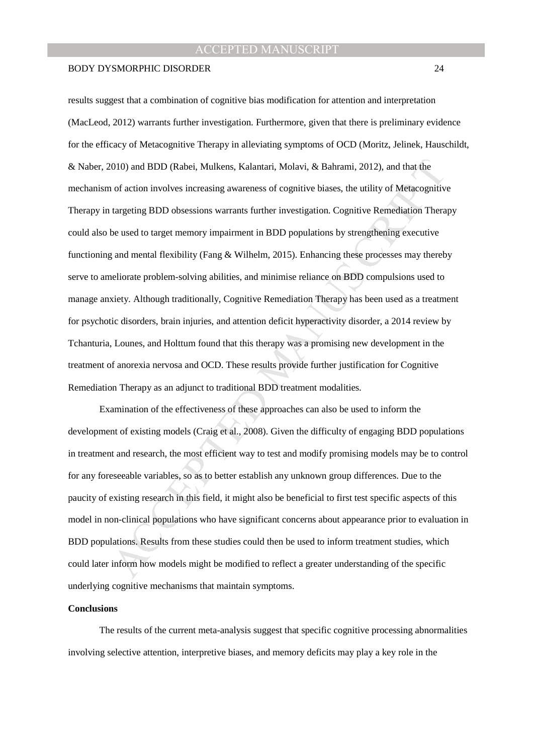results suggest that a combination of cognitive bias modification for attention and interpretation (MacLeod, 2012) warrants further investigation. Furthermore, given that there is preliminary evidence for the efficacy of Metacognitive Therapy in alleviating symptoms of OCD (Moritz, Jelinek, Hauschildt, & Naber, 2010) and BDD (Rabei, Mulkens, Kalantari, Molavi, & Bahrami, 2012), and that the mechanism of action involves increasing awareness of cognitive biases, the utility of Metacognitive Therapy in targeting BDD obsessions warrants further investigation. Cognitive Remediation Therapy could also be used to target memory impairment in BDD populations by strengthening executive functioning and mental flexibility (Fang & Wilhelm, 2015). Enhancing these processes may thereby serve to ameliorate problem-solving abilities, and minimise reliance on BDD compulsions used to manage anxiety. Although traditionally, Cognitive Remediation Therapy has been used as a treatment for psychotic disorders, brain injuries, and attention deficit hyperactivity disorder, a 2014 review by Tchanturia, Lounes, and Holttum found that this therapy was a promising new development in the treatment of anorexia nervosa and OCD. These results provide further justification for Cognitive Remediation Therapy as an adjunct to traditional BDD treatment modalities.

Examination of the effectiveness of these approaches can also be used to inform the development of existing models (Craig et al., 2008). Given the difficulty of engaging BDD populations in treatment and research, the most efficient way to test and modify promising models may be to control for any foreseeable variables, so as to better establish any unknown group differences. Due to the paucity of existing research in this field, it might also be beneficial to first test specific aspects of this model in non-clinical populations who have significant concerns about appearance prior to evaluation in BDD populations. Results from these studies could then be used to inform treatment studies, which could later inform how models might be modified to reflect a greater understanding of the specific underlying cognitive mechanisms that maintain symptoms.

## Conclusions

The results of the current meta-analysis suggest that specific cognitive processing abnormalities involving selective attention, interpretive biases, and memory deficits may play a key role in the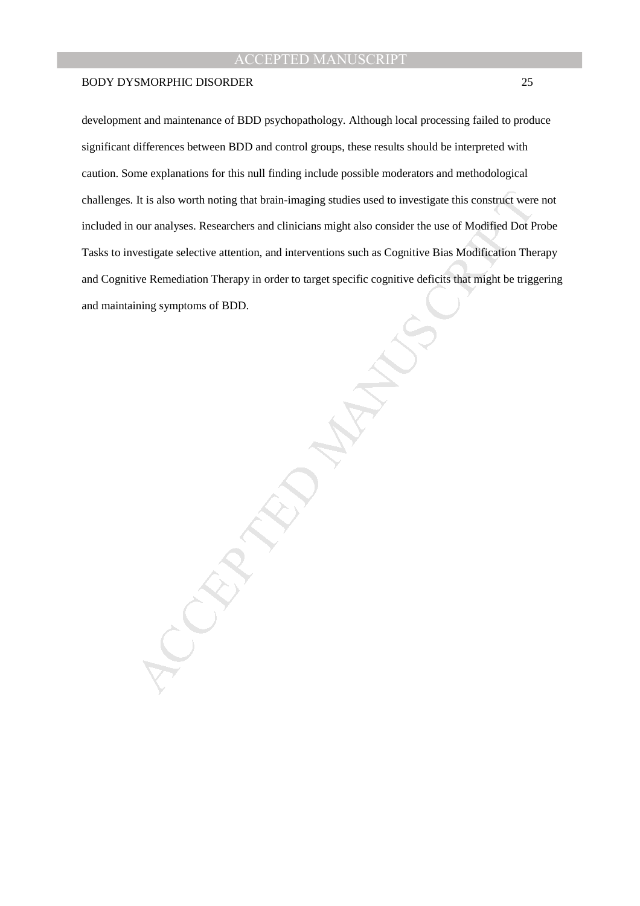development and maintenance of BDD psychopathology. Although local processing failed to produce significant differences between BDD and control groups, these results should be interpreted with caution. Some explanations for this null finding include possible moderators and methodological challenges. It is also worth noting that brain-imaging studies used to investigate this construct were not included in our analyses. Researchers and clinicians might also consider the use of Modified Dot Probe Tasks to investigate selective attention, and interventions such as Cognitive Bias Modification Therapy and Cognitive Remediation Therapy in order to target specific cognitive deficits that might be triggering and maintaining symptoms of BDD.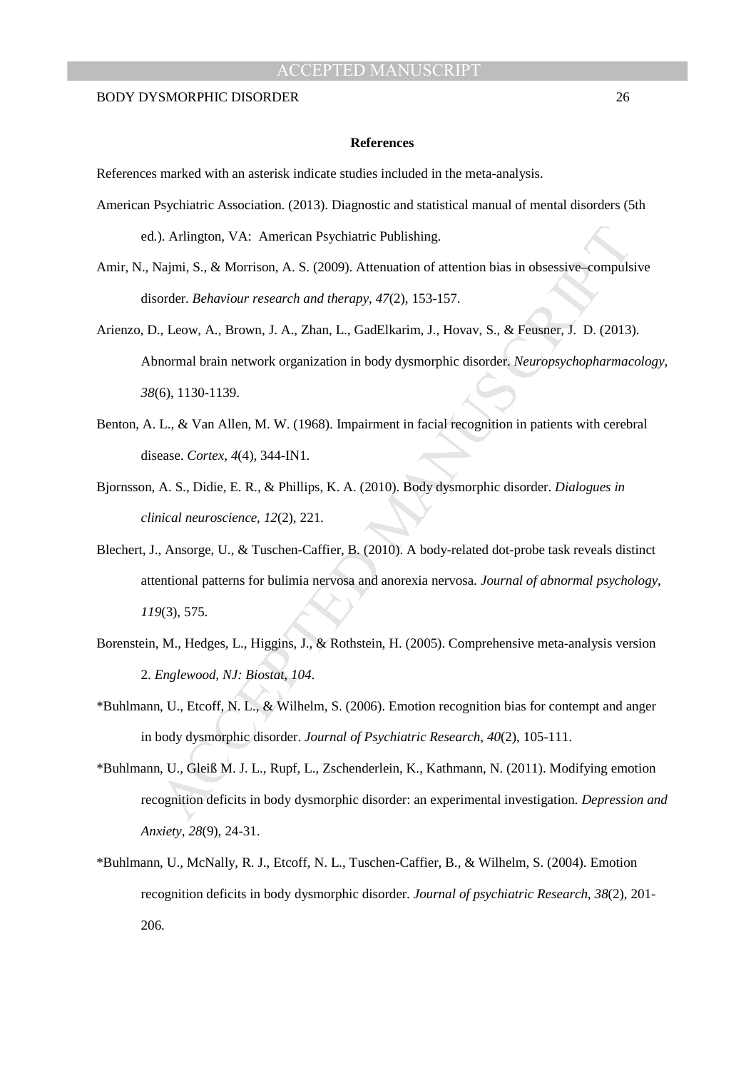**References**

References marked with an asterisk indicate studies included in the meta-analysis.

American Psychiatric Association. (2013). Diagnostic and statistical manual of mental disorders (5th ed.). Arlington, VA: American Psychiatric Publishing.

Amir, N., Najmi, S., & Morrison, A. S. (2009). Attenuation of attention bias in obsessive–compulsive disorder. *Behaviour research and therapy*, *47*(2), 153-157.

Arienzo, D., Leow, A., Brown, J. A., Zhan, L., GadElkarim, J., Hovav, S., & Feusner, J. D. (2013). Abnormal brain network organization in body dysmorphic disorder. *Neuropsychopharmacology*, *38*(6), 1130-1139.

Benton, A. L., & Van Allen, M. W. (1968). Impairment in facial recognition in patients with cerebral disease. *Cortex*, *4*(4), 344-IN1.

Bjornsson, A. S., Didie, E. R., & Phillips, K. A. (2010). Body dysmorphic disorder. *Dialogues in clinical neuroscience*, *12*(2), 221.

Blechert, J., Ansorge, U., & Tuschen-Caffier, B. (2010). A body-related dot-probe task reveals distinct attentional patterns for bulimia nervosa and anorexia nervosa. *Journal of abnormal psychology*, *119*(3), 575.

Borenstein, M., Hedges, L., Higgins, J., & Rothstein, H. (2005). Comprehensive meta-analysis version 2. *Englewood, NJ: Biostat*, *104*.

*Buhlmann, U., Etcoff, N. L., & Wilhelm, S. (2006). Emotion recognition bias for contempt and anger in body dysmorphic disorder. *Journal of Psychiatric Research*, *40*(2), 105-111.

*Buhlmann, U., Gleiß M. J. L., Rupf, L., Zschenderlein, K., Kathmann, N. (2011). Modifying emotion recognition deficits in body dysmorphic disorder: an experimental investigation. *Depression and Anxiety*, *28*(9), 24-31.

*Buhlmann, U., McNally, R. J., Etcoff, N. L., Tuschen-Caffier, B., & Wilhelm, S. (2004). Emotion recognition deficits in body dysmorphic disorder. *Journal of psychiatric Research*, *38*(2), 201-206.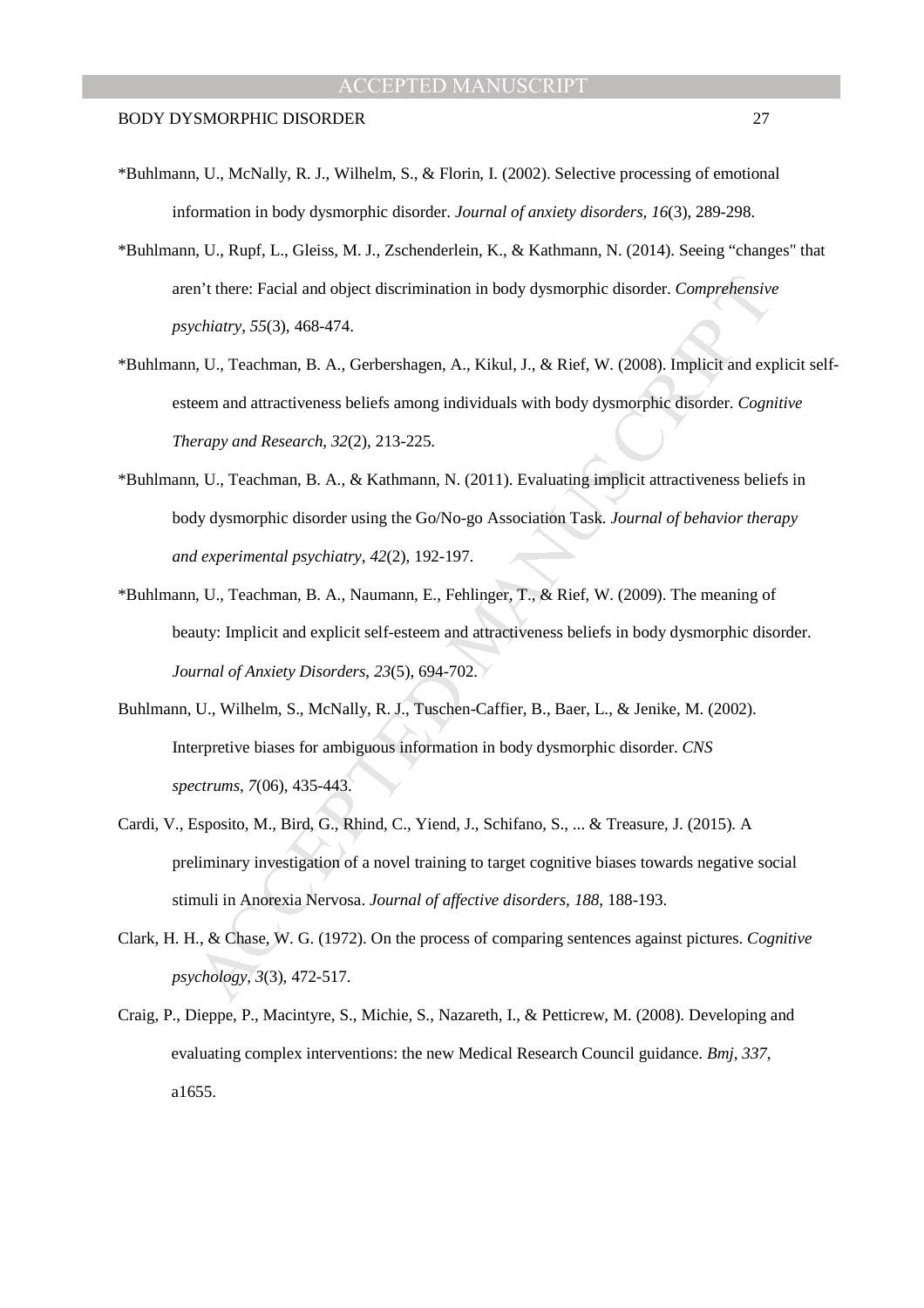*Buhlmann, U., McNally, R. J., Wilhelm, S., & Florin, I. (2002). Selective processing of emotional information in body dysmorphic disorder. *Journal of anxiety disorders*, *16*(3), 289-298.

*Buhlmann, U., Rupf, L., Gleiss, M. J., Zschenderlein, K., & Kathmann, N. (2014). Seeing "changes" that aren't there: Facial and object discrimination in body dysmorphic disorder. *Comprehensive psychiatry*, *55*(3), 468-474.

*Buhlmann, U., Teachman, B. A., Gerbershagen, A., Kikul, J., & Rief, W. (2008). Implicit and explicit self-esteem and attractiveness beliefs among individuals with body dysmorphic disorder. *Cognitive Therapy and Research*, *32*(2), 213-225.

*Buhlmann, U., Teachman, B. A., & Kathmann, N. (2011). Evaluating implicit attractiveness beliefs in body dysmorphic disorder using the Go/No-go Association Task. *Journal of behavior therapy and experimental psychiatry*, *42*(2), 192-197.

*Buhlmann, U., Teachman, B. A., Naumann, E., Fehlinger, T., & Rief, W. (2009). The meaning of beauty: Implicit and explicit self-esteem and attractiveness beliefs in body dysmorphic disorder. *Journal of Anxiety Disorders*, *23*(5), 694-702.

Buhlmann, U., Wilhelm, S., McNally, R. J., Tuschen-Caffier, B., Baer, L., & Jenike, M. (2002). Interpretive biases for ambiguous information in body dysmorphic disorder. *CNS spectrums*, *7*(06), 435-443.

Cardi, V., Esposito, M., Bird, G., Rhind, C., Yiend, J., Schifano, S., ... & Treasure, J. (2015). A preliminary investigation of a novel training to target cognitive biases towards negative social stimuli in Anorexia Nervosa. *Journal of affective disorders*, *188*, 188-193.

Clark, H. H., & Chase, W. G. (1972). On the process of comparing sentences against pictures. *Cognitive psychology*, *3*(3), 472-517.

Craig, P., Dieppe, P., Macintyre, S., Michie, S., Nazareth, I., & Petticrew, M. (2008). Developing and evaluating complex interventions: the new Medical Research Council guidance. *Bmj*, *337*, a1655.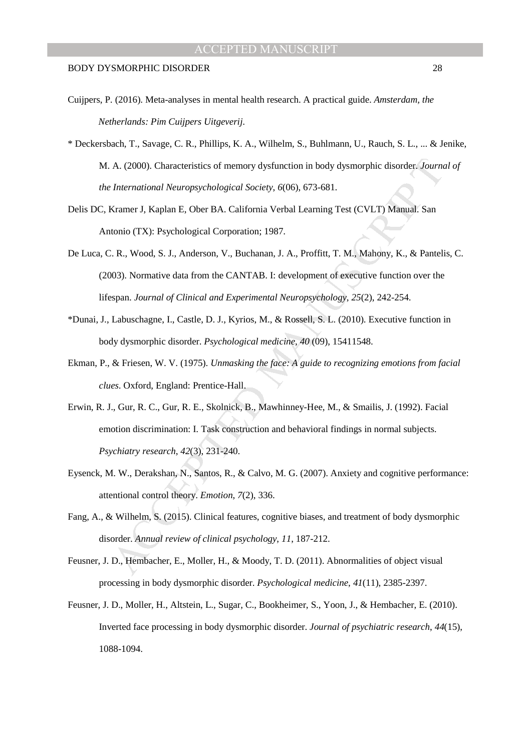Cuijpers, P. (2016). Meta-analyses in mental health research. A practical guide. *Amsterdam, the Netherlands: Pim Cuijpers Uitgeverij*.

* Deckersbach, T., Savage, C. R., Phillips, K. A., Wilhelm, S., Buhlmann, U., Rauch, S. L., ... & Jenike, M. A. (2000). Characteristics of memory dysfunction in body dysmorphic disorder. *Journal of the International Neuropsychological Society*, *6*(06), 673-681.

Delis DC, Kramer J, Kaplan E, Ober BA. California Verbal Learning Test (CVLT) Manual. San Antonio (TX): Psychological Corporation; 1987.

De Luca, C. R., Wood, S. J., Anderson, V., Buchanan, J. A., Proffitt, T. M., Mahony, K., & Pantelis, C. (2003). Normative data from the CANTAB. I: development of executive function over the lifespan. *Journal of Clinical and Experimental Neuropsychology*, *25*(2), 242-254.

*Dunai, J., Labuschagne, I., Castle, D. J., Kyrios, M., & Rossell, S. L. (2010). Executive function in body dysmorphic disorder. *Psychological medicine*, *40* (09), 15411548.

Ekman, P., & Friesen, W. V. (1975). *Unmasking the face: A guide to recognizing emotions from facial clues*. Oxford, England: Prentice-Hall.

Erwin, R. J., Gur, R. C., Gur, R. E., Skolnick, B., Mawhinney-Hee, M., & Smailis, J. (1992). Facial emotion discrimination: I. Task construction and behavioral findings in normal subjects. *Psychiatry research*, *42*(3), 231-240.

Eysenck, M. W., Derakshan, N., Santos, R., & Calvo, M. G. (2007). Anxiety and cognitive performance: attentional control theory. *Emotion*, *7*(2), 336.

Fang, A., & Wilhelm, S. (2015). Clinical features, cognitive biases, and treatment of body dysmorphic disorder. *Annual review of clinical psychology*, *11*, 187-212.

Feusner, J. D., Hembacher, E., Moller, H., & Moody, T. D. (2011). Abnormalities of object visual processing in body dysmorphic disorder. *Psychological medicine*, *41*(11), 2385-2397.

Feusner, J. D., Moller, H., Altstein, L., Sugar, C., Bookheimer, S., Yoon, J., & Hembacher, E. (2010). Inverted face processing in body dysmorphic disorder. *Journal of psychiatric research*, *44*(15), 1088-1094.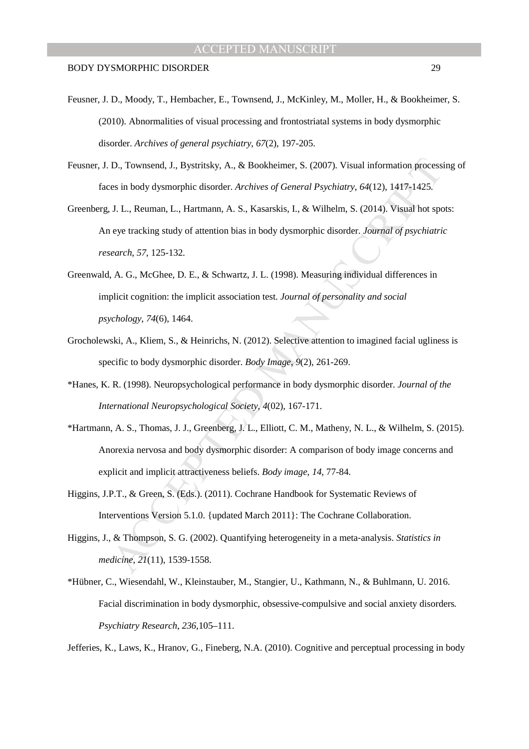Feusner, J. D., Moody, T., Hembacher, E., Townsend, J., McKinley, M., Moller, H., & Bookheimer, S. (2010). Abnormalities of visual processing and frontostriatal systems in body dysmorphic disorder. *Archives of general psychiatry*, *67*(2), 197-205.

Feusner, J. D., Townsend, J., Bystritsky, A., & Bookheimer, S. (2007). Visual information processing of faces in body dysmorphic disorder. *Archives of General Psychiatry*, *64*(12), 1417-1425.

Greenberg, J. L., Reuman, L., Hartmann, A. S., Kasarskis, I., & Wilhelm, S. (2014). Visual hot spots: An eye tracking study of attention bias in body dysmorphic disorder. *Journal of psychiatric research*, *57*, 125-132.

Greenwald, A. G., McGhee, D. E., & Schwartz, J. L. (1998). Measuring individual differences in implicit cognition: the implicit association test. *Journal of personality and social psychology*, *74*(6), 1464.

Grocholewski, A., Kliem, S., & Heinrichs, N. (2012). Selective attention to imagined facial ugliness is specific to body dysmorphic disorder. *Body Image*, *9*(2), 261-269.

*Hanes, K. R. (1998). Neuropsychological performance in body dysmorphic disorder. *Journal of the International Neuropsychological Society*, *4*(02), 167-171.

*Hartmann, A. S., Thomas, J. J., Greenberg, J. L., Elliott, C. M., Matheny, N. L., & Wilhelm, S. (2015). Anorexia nervosa and body dysmorphic disorder: A comparison of body image concerns and explicit and implicit attractiveness beliefs. *Body image*, *14*, 77-84.

Higgins, J.P.T., & Green, S. (Eds.). (2011). Cochrane Handbook for Systematic Reviews of Interventions Version 5.1.0. {updated March 2011}: The Cochrane Collaboration.

Higgins, J., & Thompson, S. G. (2002). Quantifying heterogeneity in a meta-analysis. *Statistics in medicine*, *21*(11), 1539-1558.

*Hübner, C., Wiesendahl, W., Kleinstauber, M., Stangier, U., Kathmann, N., & Buhlmann, U. 2016. Facial discrimination in body dysmorphic, obsessive-compulsive and social anxiety disorders. *Psychiatry Research*, *236*,105–111.

Jefferies, K., Laws, K., Hranov, G., Fineberg, N.A. (2010). Cognitive and perceptual processing in body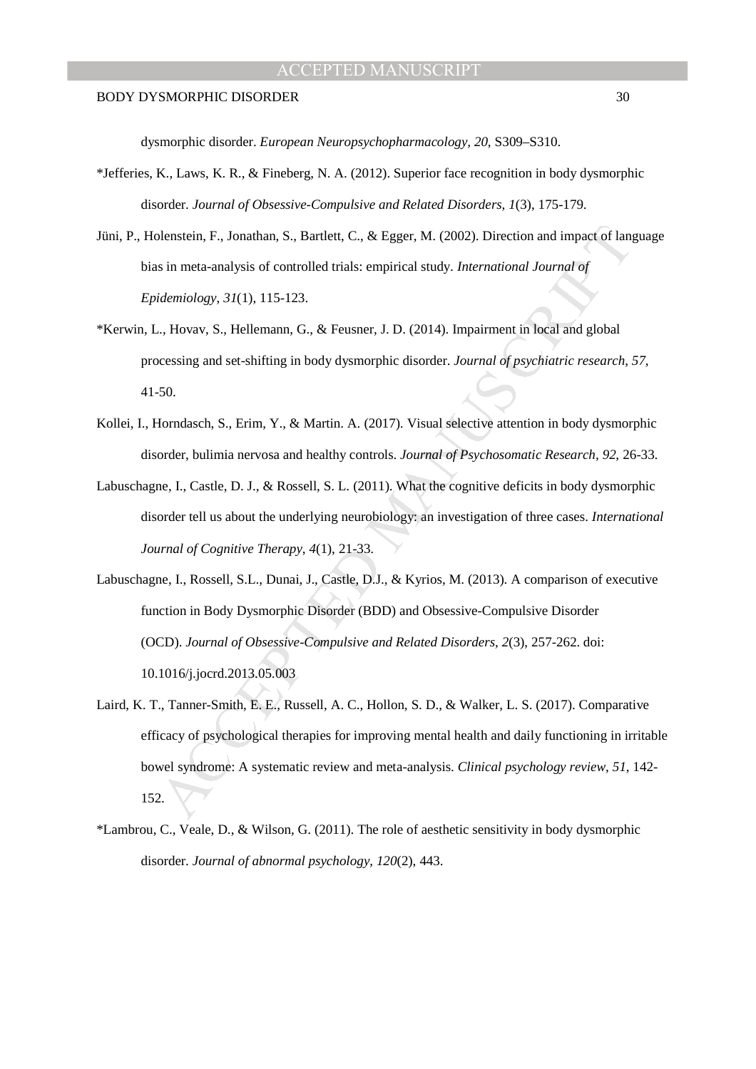dysmorphic disorder. *European Neuropsychopharmacology, 20*, S309–S310.

*Jefferies, K., Laws, K. R., & Fineberg, N. A. (2012). Superior face recognition in body dysmorphic disorder. *Journal of Obsessive-Compulsive and Related Disorders, 1*(3), 175-179.

Jüni, P., Holenstein, F., Jonathan, S., Bartlett, C., & Egger, M. (2002). Direction and impact of language bias in meta-analysis of controlled trials: empirical study. *International Journal of Epidemiology*, *31*(1), 115-123.

*Kerwin, L., Hovav, S., Hellemann, G., & Feusner, J. D. (2014). Impairment in local and global processing and set-shifting in body dysmorphic disorder. *Journal of psychiatric research*, *57*, 41-50.

Kollei, I., Horndasch, S., Erim, Y., & Martin. A. (2017). Visual selective attention in body dysmorphic disorder, bulimia nervosa and healthy controls. *Journal of Psychosomatic Research, 92*, 26-33.

Labuschagne, I., Castle, D. J., & Rossell, S. L. (2011). What the cognitive deficits in body dysmorphic disorder tell us about the underlying neurobiology: an investigation of three cases. *International Journal of Cognitive Therapy*, *4*(1), 21-33.

Labuschagne, I., Rossell, S.L., Dunai, J., Castle, D.J., & Kyrios, M. (2013). A comparison of executive function in Body Dysmorphic Disorder (BDD) and Obsessive-Compulsive Disorder (OCD). *Journal of Obsessive-Compulsive and Related Disorders, 2*(3), 257-262. doi: 10.1016/j.jocrd.2013.05.003

Laird, K. T., Tanner-Smith, E. E., Russell, A. C., Hollon, S. D., & Walker, L. S. (2017). Comparative efficacy of psychological therapies for improving mental health and daily functioning in irritable bowel syndrome: A systematic review and meta-analysis. *Clinical psychology review*, *51*, 142-152.

*Lambrou, C., Veale, D., & Wilson, G. (2011). The role of aesthetic sensitivity in body dysmorphic disorder. *Journal of abnormal psychology*, *120*(2), 443.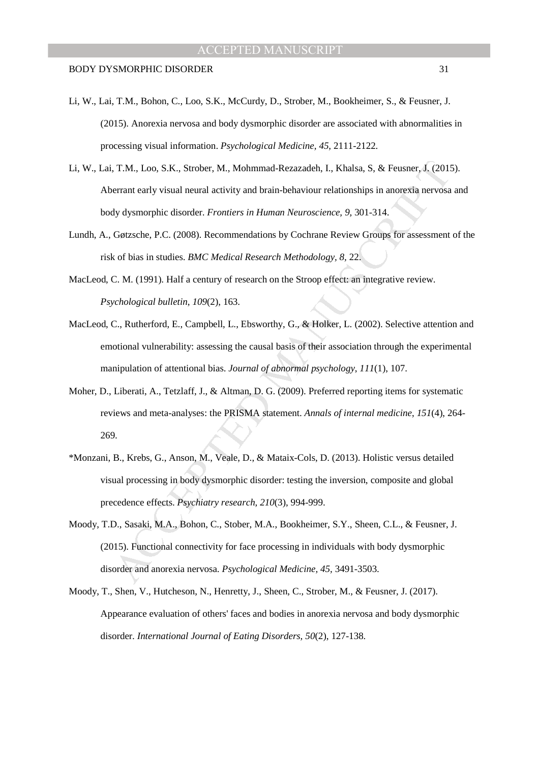Li, W., Lai, T.M., Bohon, C., Loo, S.K., McCurdy, D., Strober, M., Bookheimer, S., & Feusner, J. (2015). Anorexia nervosa and body dysmorphic disorder are associated with abnormalities in processing visual information. *Psychological Medicine, 45*, 2111-2122.

Li, W., Lai, T.M., Loo, S.K., Strober, M., Mohmmad-Rezazadeh, I., Khalsa, S, & Feusner, J. (2015). Aberrant early visual neural activity and brain-behaviour relationships in anorexia nervosa and body dysmorphic disorder. *Frontiers in Human Neuroscience, 9,* 301-314.

Lundh, A., Gøtzsche, P.C. (2008). Recommendations by Cochrane Review Groups for assessment of the risk of bias in studies. *BMC Medical Research Methodology, 8,* 22.

MacLeod, C. M. (1991). Half a century of research on the Stroop effect: an integrative review. *Psychological bulletin*, *109*(2), 163.

MacLeod, C., Rutherford, E., Campbell, L., Ebsworthy, G., & Holker, L. (2002). Selective attention and emotional vulnerability: assessing the causal basis of their association through the experimental manipulation of attentional bias. *Journal of abnormal psychology*, *111*(1), 107.

Moher, D., Liberati, A., Tetzlaff, J., & Altman, D. G. (2009). Preferred reporting items for systematic reviews and meta-analyses: the PRISMA statement. *Annals of internal medicine*, *151*(4), 264-269.

*Monzani, B., Krebs, G., Anson, M., Veale, D., & Mataix-Cols, D. (2013). Holistic versus detailed visual processing in body dysmorphic disorder: testing the inversion, composite and global precedence effects. *Psychiatry research*, *210*(3), 994-999.

Moody, T.D., Sasaki, M.A., Bohon, C., Stober, M.A., Bookheimer, S.Y., Sheen, C.L., & Feusner, J. (2015). Functional connectivity for face processing in individuals with body dysmorphic disorder and anorexia nervosa. *Psychological Medicine, 45,* 3491-3503.

Moody, T., Shen, V., Hutcheson, N., Henretty, J., Sheen, C., Strober, M., & Feusner, J. (2017). Appearance evaluation of others' faces and bodies in anorexia nervosa and body dysmorphic disorder. *International Journal of Eating Disorders, 50*(2), 127-138.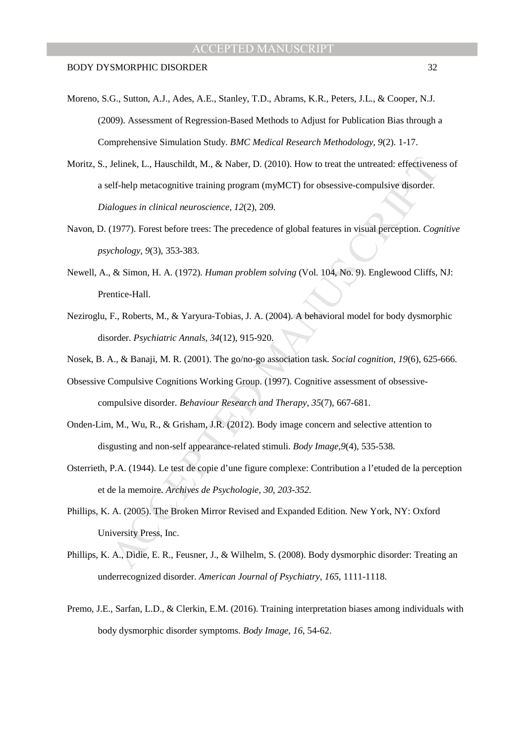Moreno, S.G., Sutton, A.J., Ades, A.E., Stanley, T.D., Abrams, K.R., Peters, J.L., & Cooper, N.J. (2009). Assessment of Regression-Based Methods to Adjust for Publication Bias through a Comprehensive Simulation Study. *BMC Medical Research Methodology, 9*(2). 1-17.

Moritz, S., Jelinek, L., Hauschildt, M., & Naber, D. (2010). How to treat the untreated: effectiveness of a self-help metacognitive training program (myMCT) for obsessive-compulsive disorder. *Dialogues in clinical neuroscience*, *12*(2), 209.

Navon, D. (1977). Forest before trees: The precedence of global features in visual perception. *Cognitive psychology*, *9*(3), 353-383.

Newell, A., & Simon, H. A. (1972). *Human problem solving* (Vol. 104, No. 9). Englewood Cliffs, NJ: Prentice-Hall.

Neziroglu, F., Roberts, M., & Yaryura-Tobias, J. A. (2004). A behavioral model for body dysmorphic disorder. *Psychiatric Annals*, *34*(12), 915-920.

Nosek, B. A., & Banaji, M. R. (2001). The go/no-go association task. *Social cognition, 19*(6), 625-666.

Obsessive Compulsive Cognitions Working Group. (1997). Cognitive assessment of obsessive-compulsive disorder. *Behaviour Research and Therapy, 35*(7), 667-681.

Onden-Lim, M., Wu, R., & Grisham, J.R. (2012). Body image concern and selective attention to disgusting and non-self appearance-related stimuli. *Body Image,9*(4), 535-538.

Osterrieth, P.A. (1944). Le test de copie d'une figure complexe: Contribution a l'etuded de la perception et de la memoire. *Archives de Psychologie, 30, 203-352.*

Phillips, K. A. (2005). The Broken Mirror Revised and Expanded Edition. New York, NY: Oxford University Press, Inc.

Phillips, K. A., Didie, E. R., Feusner, J., & Wilhelm, S. (2008). Body dysmorphic disorder: Treating an underrecognized disorder. *American Journal of Psychiatry, 165*, 1111-1118.

Premo, J.E., Sarfan, L.D., & Clerkin, E.M. (2016). Training interpretation biases among individuals with body dysmorphic disorder symptoms. *Body Image, 16*, 54-62.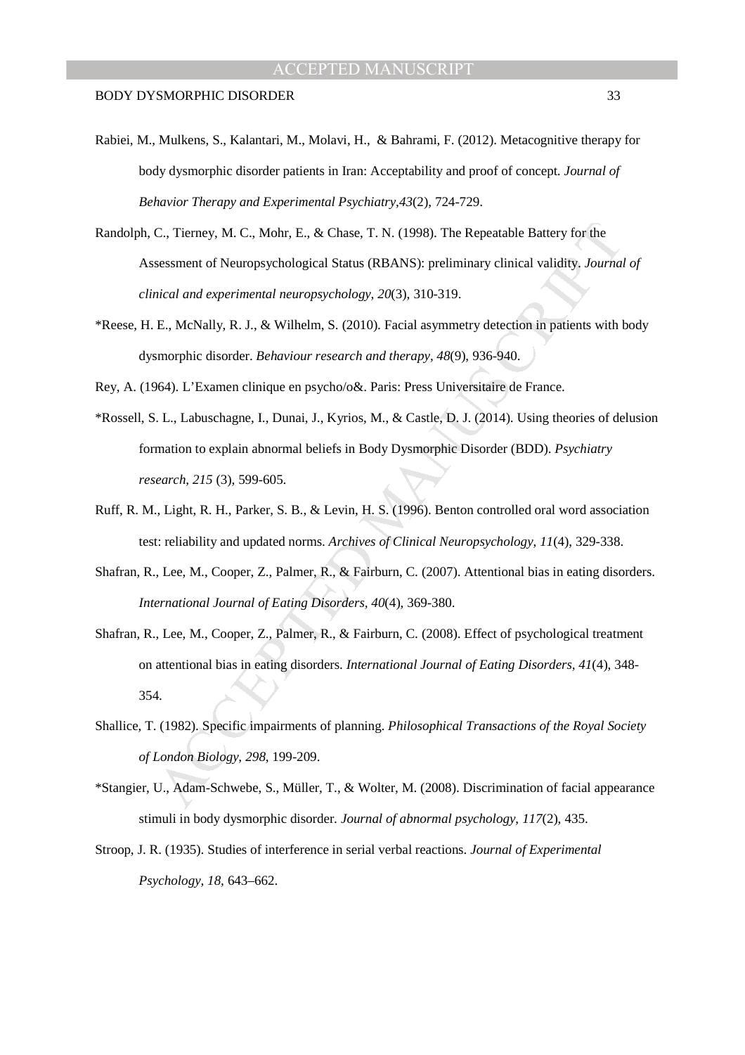Rabiei, M., Mulkens, S., Kalantari, M., Molavi, H., & Bahrami, F. (2012). Metacognitive therapy for body dysmorphic disorder patients in Iran: Acceptability and proof of concept. *Journal of Behavior Therapy and Experimental Psychiatry,43*(2), 724-729.

Randolph, C., Tierney, M. C., Mohr, E., & Chase, T. N. (1998). The Repeatable Battery for the Assessment of Neuropsychological Status (RBANS): preliminary clinical validity. *Journal of clinical and experimental neuropsychology*, *20*(3), 310-319.

*Reese, H. E., McNally, R. J., & Wilhelm, S. (2010). Facial asymmetry detection in patients with body dysmorphic disorder. *Behaviour research and therapy*, *48*(9), 936-940.

Rey, A. (1964). L'Examen clinique en psycho/o&. Paris: Press Universitaire de France.

*Rossell, S. L., Labuschagne, I., Dunai, J., Kyrios, M., & Castle, D. J. (2014). Using theories of delusion formation to explain abnormal beliefs in Body Dysmorphic Disorder (BDD). *Psychiatry research, 215* (3), 599-605.

Ruff, R. M., Light, R. H., Parker, S. B., & Levin, H. S. (1996). Benton controlled oral word association test: reliability and updated norms. *Archives of Clinical Neuropsychology*, *11*(4), 329-338.

Shafran, R., Lee, M., Cooper, Z., Palmer, R., & Fairburn, C. (2007). Attentional bias in eating disorders. *International Journal of Eating Disorders*, *40*(4), 369-380.

Shafran, R., Lee, M., Cooper, Z., Palmer, R., & Fairburn, C. (2008). Effect of psychological treatment on attentional bias in eating disorders. *International Journal of Eating Disorders*, *41*(4), 348-354.

Shallice, T. (1982). Specific impairments of planning. *Philosophical Transactions of the Royal Society of London Biology, 298*, 199-209.

*Stangier, U., Adam-Schwebe, S., Müller, T., & Wolter, M. (2008). Discrimination of facial appearance stimuli in body dysmorphic disorder. *Journal of abnormal psychology*, *117*(2), 435.

Stroop, J. R. (1935). Studies of interference in serial verbal reactions. *Journal of Experimental Psychology, 18,* 643–662.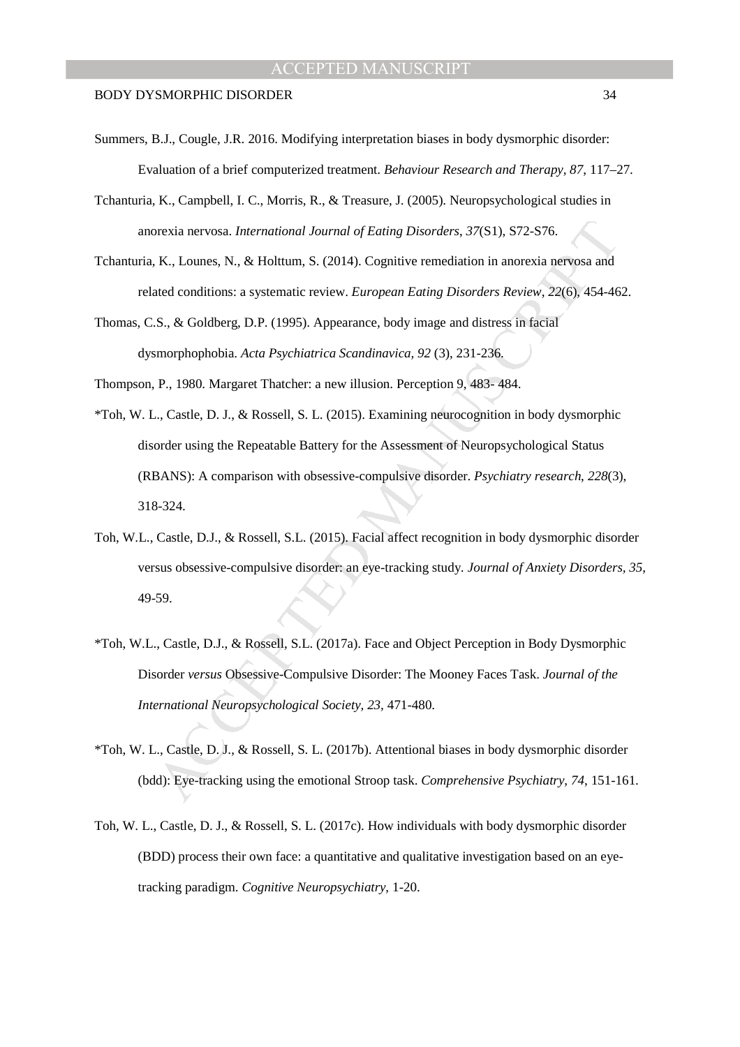Summers, B.J., Cougle, J.R. 2016. Modifying interpretation biases in body dysmorphic disorder: Evaluation of a brief computerized treatment. *Behaviour Research and Therapy, 87*, 117–27.

Tchanturia, K., Campbell, I. C., Morris, R., & Treasure, J. (2005). Neuropsychological studies in anorexia nervosa. *International Journal of Eating Disorders*, *37*(S1), S72-S76.

Tchanturia, K., Lounes, N., & Holttum, S. (2014). Cognitive remediation in anorexia nervosa and related conditions: a systematic review. *European Eating Disorders Review*, *22*(6), 454-462.

Thomas, C.S., & Goldberg, D.P. (1995). Appearance, body image and distress in facial dysmorphophobia. *Acta Psychiatrica Scandinavica, 92* (3), 231-236.

Thompson, P., 1980. Margaret Thatcher: a new illusion. Perception 9, 483- 484.

*Toh, W. L., Castle, D. J., & Rossell, S. L. (2015). Examining neurocognition in body dysmorphic disorder using the Repeatable Battery for the Assessment of Neuropsychological Status (RBANS): A comparison with obsessive-compulsive disorder. *Psychiatry research*, *228*(3), 318-324.

Toh, W.L., Castle, D.J., & Rossell, S.L. (2015). Facial affect recognition in body dysmorphic disorder versus obsessive-compulsive disorder: an eye-tracking study. *Journal of Anxiety Disorders, 35*, 49-59.

*Toh, W.L., Castle, D.J., & Rossell, S.L. (2017a). Face and Object Perception in Body Dysmorphic Disorder *versus* Obsessive-Compulsive Disorder: The Mooney Faces Task. *Journal of the International Neuropsychological Society, 23*, 471-480.

*Toh, W. L., Castle, D. J., & Rossell, S. L. (2017b). Attentional biases in body dysmorphic disorder (bdd): Eye-tracking using the emotional Stroop task. *Comprehensive Psychiatry*, *74*, 151-161.

Toh, W. L., Castle, D. J., & Rossell, S. L. (2017c). How individuals with body dysmorphic disorder (BDD) process their own face: a quantitative and qualitative investigation based on an eye-tracking paradigm. *Cognitive Neuropsychiatry*, 1-20.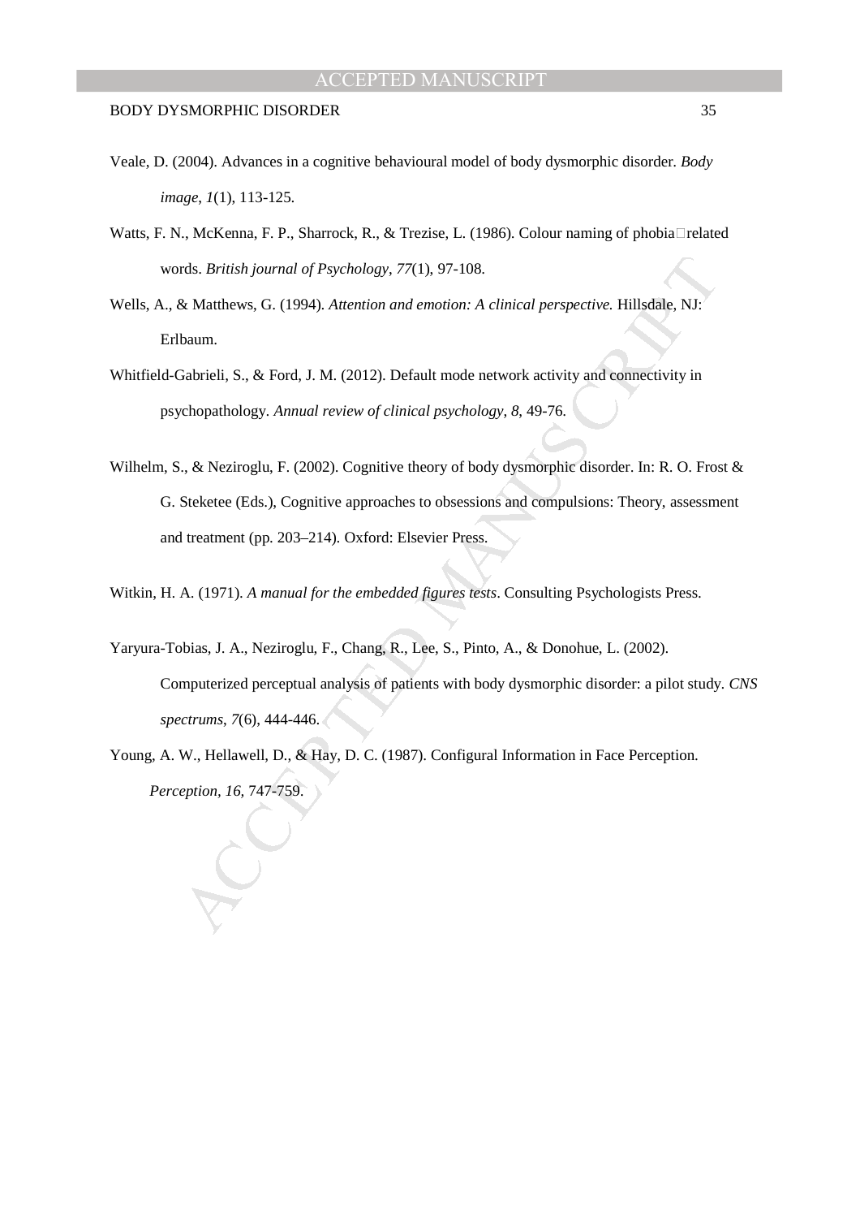Veale, D. (2004). Advances in a cognitive behavioural model of body dysmorphic disorder. *Body image*, *1*(1), 113-125.

Watts, F. N., McKenna, F. P., Sharrock, R., & Trezise, L. (1986). Colour naming of phobia□related words. *British journal of Psychology*, *77*(1), 97-108.

Wells, A., & Matthews, G. (1994). *Attention and emotion: A clinical perspective.* Hillsdale, NJ: Erlbaum.

Whitfield-Gabrieli, S., & Ford, J. M. (2012). Default mode network activity and connectivity in psychopathology. *Annual review of clinical psychology*, *8*, 49-76.

Wilhelm, S., & Neziroglu, F. (2002). Cognitive theory of body dysmorphic disorder. In: R. O. Frost & G. Steketee (Eds.), Cognitive approaches to obsessions and compulsions: Theory, assessment and treatment (pp. 203–214). Oxford: Elsevier Press.

Witkin, H. A. (1971). *A manual for the embedded figures tests*. Consulting Psychologists Press.

Yaryura-Tobias, J. A., Neziroglu, F., Chang, R., Lee, S., Pinto, A., & Donohue, L. (2002). Computerized perceptual analysis of patients with body dysmorphic disorder: a pilot study. *CNS spectrums*, *7*(6), 444-446.

Young, A. W., Hellawell, D., & Hay, D. C. (1987). Configural Information in Face Perception. *Perception*, *16*, 747-759.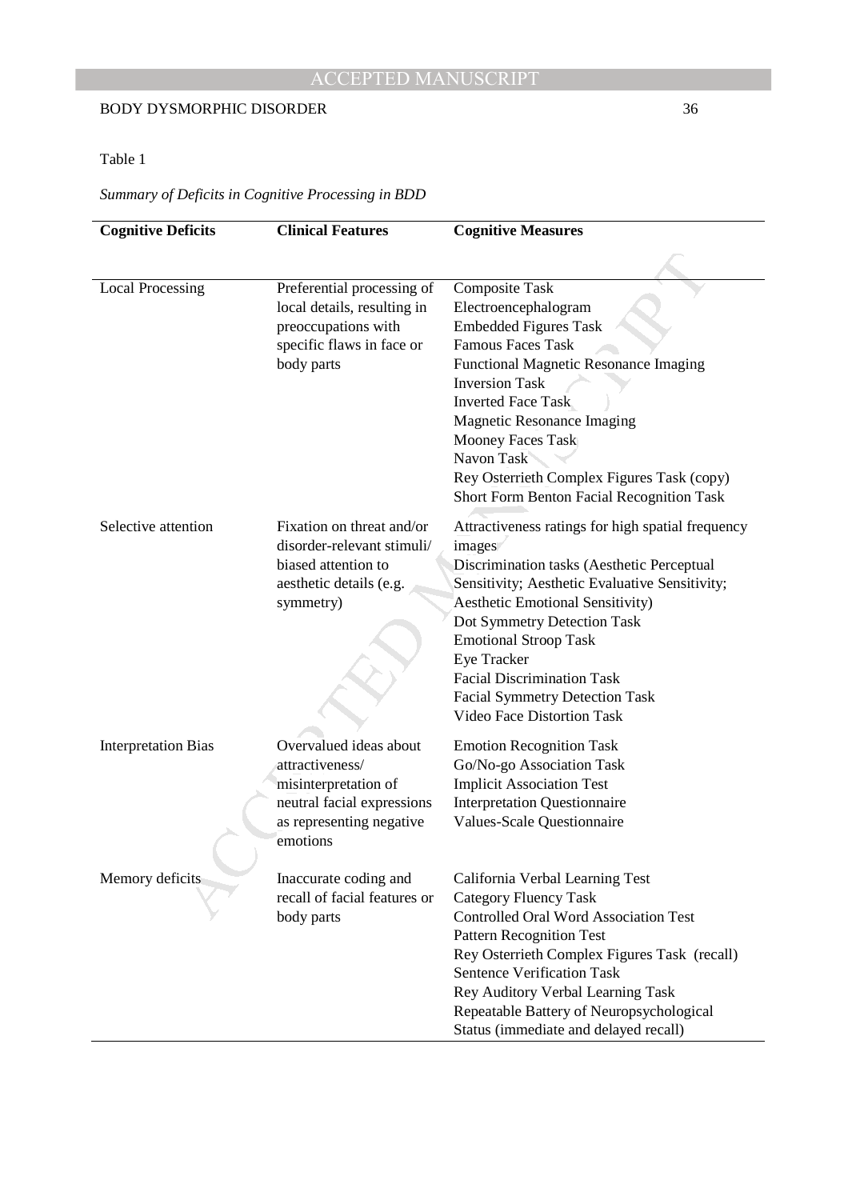Table 1

*Summary of Deficits in Cognitive Processing in BDD*

| Cognitive Deficits | Clinical Features | Cognitive Measures |
|---|---|---|
| Local Processing | Preferential processing of local details, resulting in preoccupations with specific flaws in face or body parts | Composite Task<br>Electroencephalogram<br>Embedded Figures Task<br>Famous Faces Task<br>Functional Magnetic Resonance Imaging<br>Inversion Task<br>Inverted Face Task<br>Magnetic Resonance Imaging<br>Mooney Faces Task<br>Navon Task<br>Rey Osterrieth Complex Figures Task (copy)<br>Short Form Benton Facial Recognition Task |
| Selective attention | Fixation on threat and/or disorder-relevant stimuli/ biased attention to aesthetic details (e.g. symmetry) | Attractiveness ratings for high spatial frequency images<br>Discrimination tasks (Aesthetic Perceptual Sensitivity; Aesthetic Evaluative Sensitivity; Aesthetic Emotional Sensitivity)<br>Dot Symmetry Detection Task<br>Emotional Stroop Task<br>Eye Tracker<br>Facial Discrimination Task<br>Facial Symmetry Detection Task<br>Video Face Distortion Task |
| Interpretation Bias | Overvalued ideas about attractiveness/ misinterpretation of neutral facial expressions as representing negative emotions | Emotion Recognition Task<br>Go/No-go Association Task<br>Implicit Association Test<br>Interpretation Questionnaire<br>Values-Scale Questionnaire |
| Memory deficits | Inaccurate coding and recall of facial features or body parts | California Verbal Learning Test<br>Category Fluency Task<br>Controlled Oral Word Association Test<br>Pattern Recognition Test<br>Rey Osterrieth Complex Figures Task (recall)<br>Sentence Verification Task<br>Rey Auditory Verbal Learning Task<br>Repeatable Battery of Neuropsychological Status (immediate and delayed recall) |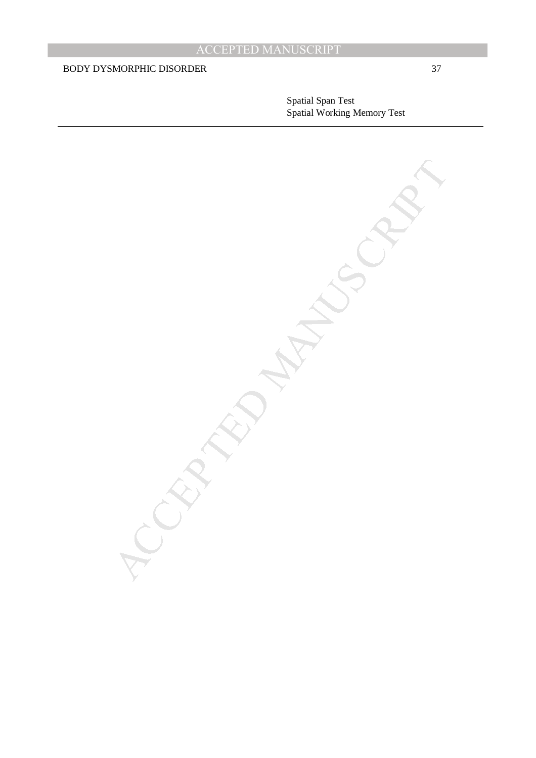Spatial Span Test
Spatial Working Memory Test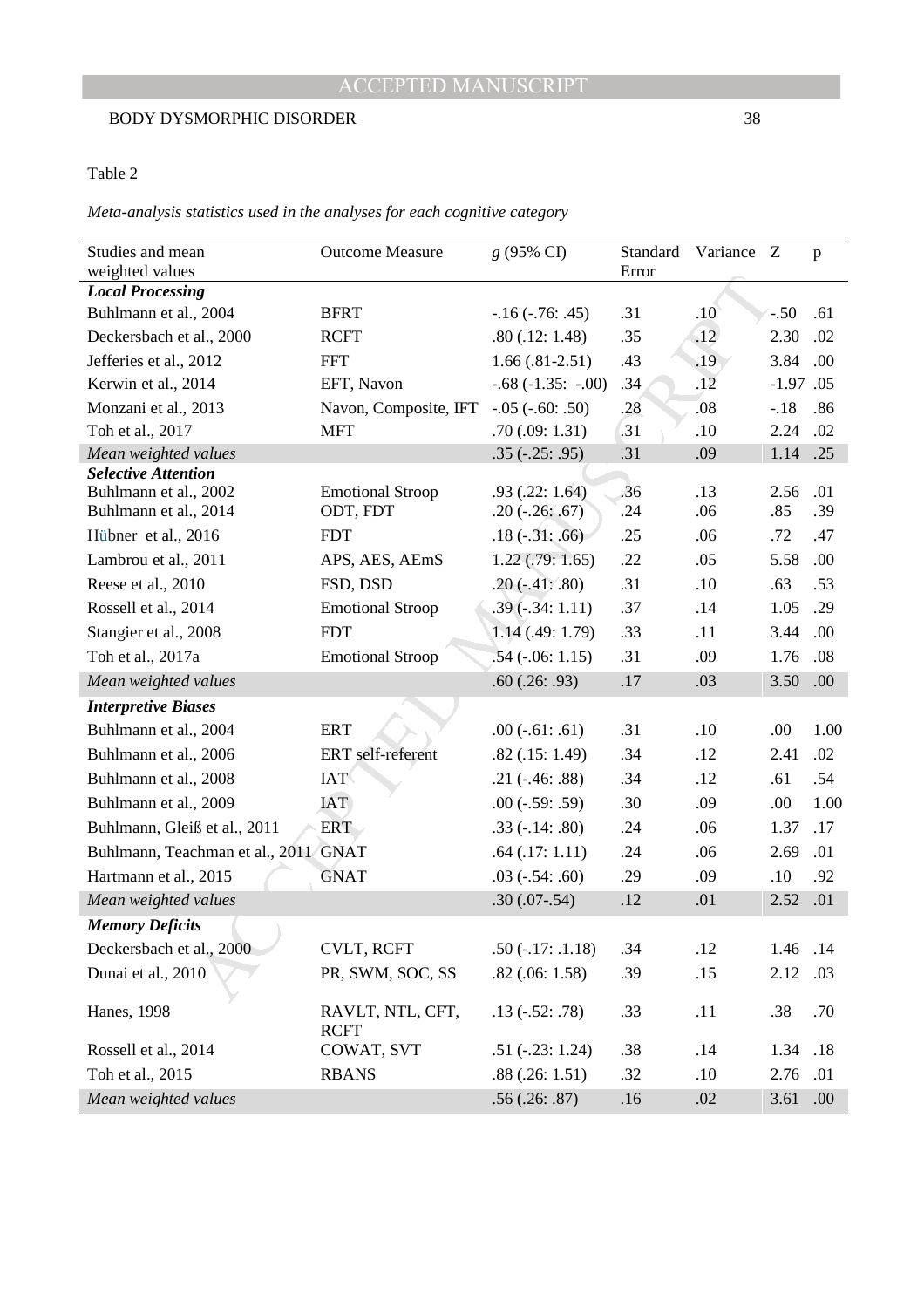Table 2

*Meta-analysis statistics used in the analyses for each cognitive category*

| Studies and mean weighted values | Outcome Measure | *g* (95% CI) | Standard Error | Variance | Z | p |
|---|---|---|---|---|---|---|
| ***Local Processing*** | | | | | | |
| Buhlmann et al., 2004 | BFRT | -.16 (-.76: .45) | .31 | .10 | -.50 | .61 |
| Deckersbach et al., 2000 | RCFT | .80 (.12: 1.48) | .35 | .12 | 2.30 | .02 |
| Jefferies et al., 2012 | FFT | 1.66 (.81-2.51) | .43 | .19 | 3.84 | .00 |
| Kerwin et al., 2014 | EFT, Navon | -.68 (-1.35: -.00) | .34 | .12 | -1.97 | .05 |
| Monzani et al., 2013 | Navon, Composite, IFT | -.05 (-.60: .50) | .28 | .08 | -.18 | .86 |
| Toh et al., 2017 | MFT | .70 (.09: 1.31) | .31 | .10 | 2.24 | .02 |
| *Mean weighted values* | | .35 (-.25: .95) | .31 | .09 | 1.14 | .25 |
| ***Selective Attention*** | | | | | | |
| Buhlmann et al., 2002 | Emotional Stroop | .93 (.22: 1.64) | .36 | .13 | 2.56 | .01 |
| Buhlmann et al., 2014 | ODT, FDT | .20 (-.26: .67) | .24 | .06 | .85 | .39 |
| Hübner et al., 2016 | FDT | .18 (-.31: .66) | .25 | .06 | .72 | .47 |
| Lambrou et al., 2011 | APS, AES, AEmS | 1.22 (.79: 1.65) | .22 | .05 | 5.58 | .00 |
| Reese et al., 2010 | FSD, DSD | .20 (-.41: .80) | .31 | .10 | .63 | .53 |
| Rossell et al., 2014 | Emotional Stroop | .39 (-.34: 1.11) | .37 | .14 | 1.05 | .29 |
| Stangier et al., 2008 | FDT | 1.14 (.49: 1.79) | .33 | .11 | 3.44 | .00 |
| Toh et al., 2017a | Emotional Stroop | .54 (-.06: 1.15) | .31 | .09 | 1.76 | .08 |
| *Mean weighted values* | | .60 (.26: .93) | .17 | .03 | 3.50 | .00 |
| ***Interpretive Biases*** | | | | | | |
| Buhlmann et al., 2004 | ERT | .00 (-.61: .61) | .31 | .10 | .00 | 1.00 |
| Buhlmann et al., 2006 | ERT self-referent | .82 (.15: 1.49) | .34 | .12 | 2.41 | .02 |
| Buhlmann et al., 2008 | IAT | .21 (-.46: .88) | .34 | .12 | .61 | .54 |
| Buhlmann et al., 2009 | IAT | .00 (-.59: .59) | .30 | .09 | .00 | 1.00 |
| Buhlmann, Gleiß et al., 2011 | ERT | .33 (-.14: .80) | .24 | .06 | 1.37 | .17 |
| Buhlmann, Teachman et al., 2011 | GNAT | .64 (.17: 1.11) | .24 | .06 | 2.69 | .01 |
| Hartmann et al., 2015 | GNAT | .03 (-.54: .60) | .29 | .09 | .10 | .92 |
| *Mean weighted values* | | .30 (.07-.54) | .12 | .01 | 2.52 | .01 |
| ***Memory Deficits*** | | | | | | |
| Deckersbach et al., 2000 | CVLT, RCFT | .50 (-.17: .1.18) | .34 | .12 | 1.46 | .14 |
| Dunai et al., 2010 | PR, SWM, SOC, SS | .82 (.06: 1.58) | .39 | .15 | 2.12 | .03 |
| Hanes, 1998 | RAVLT, NTL, CFT, RCFT | .13 (-.52: .78) | .33 | .11 | .38 | .70 |
| Rossell et al., 2014 | COWAT, SVT | .51 (-.23: 1.24) | .38 | .14 | 1.34 | .18 |
| Toh et al., 2015 | RBANS | .88 (.26: 1.51) | .32 | .10 | 2.76 | .01 |
| *Mean weighted values* | | .56 (.26: .87) | .16 | .02 | 3.61 | .00 |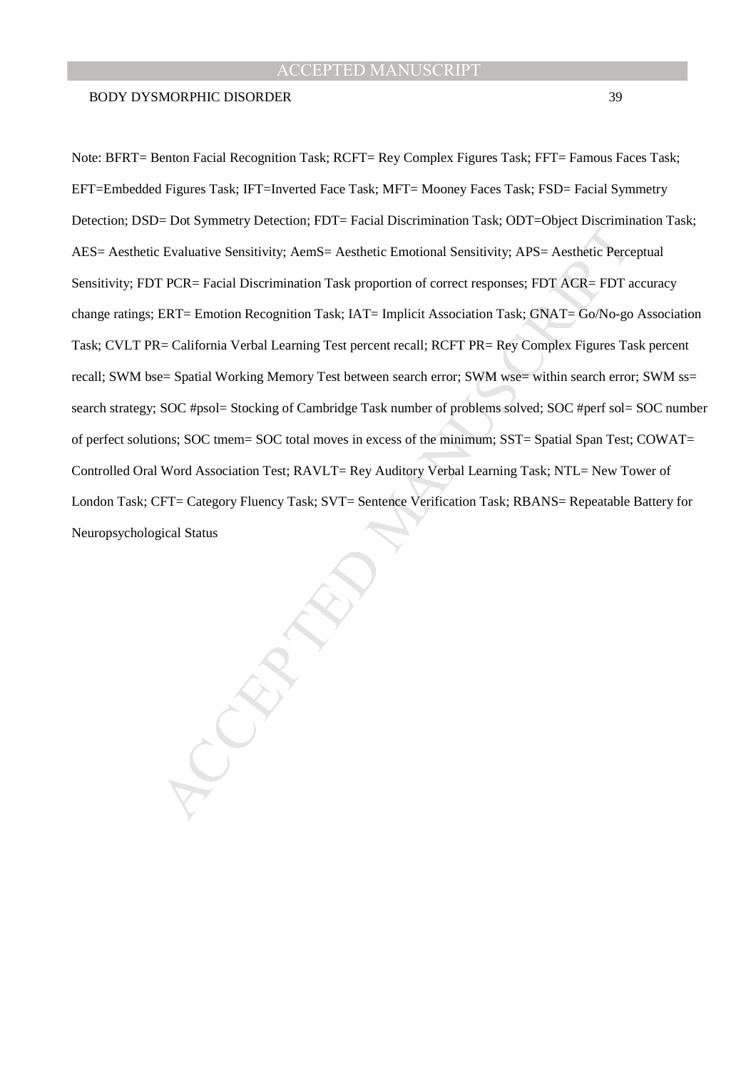Note: BFRT= Benton Facial Recognition Task; RCFT= Rey Complex Figures Task; FFT= Famous Faces Task; EFT=Embedded Figures Task; IFT=Inverted Face Task; MFT= Mooney Faces Task; FSD= Facial Symmetry Detection; DSD= Dot Symmetry Detection; FDT= Facial Discrimination Task; ODT=Object Discrimination Task; AES= Aesthetic Evaluative Sensitivity; AemS= Aesthetic Emotional Sensitivity; APS= Aesthetic Perceptual Sensitivity; FDT PCR= Facial Discrimination Task proportion of correct responses; FDT ACR= FDT accuracy change ratings; ERT= Emotion Recognition Task; IAT= Implicit Association Task; GNAT= Go/No-go Association Task; CVLT PR= California Verbal Learning Test percent recall; RCFT PR= Rey Complex Figures Task percent recall; SWM bse= Spatial Working Memory Test between search error; SWM wse= within search error; SWM ss= search strategy; SOC #psol= Stocking of Cambridge Task number of problems solved; SOC #perf sol= SOC number of perfect solutions; SOC tmem= SOC total moves in excess of the minimum; SST= Spatial Span Test; COWAT= Controlled Oral Word Association Test; RAVLT= Rey Auditory Verbal Learning Task; NTL= New Tower of London Task; CFT= Category Fluency Task; SVT= Sentence Verification Task; RBANS= Repeatable Battery for Neuropsychological Status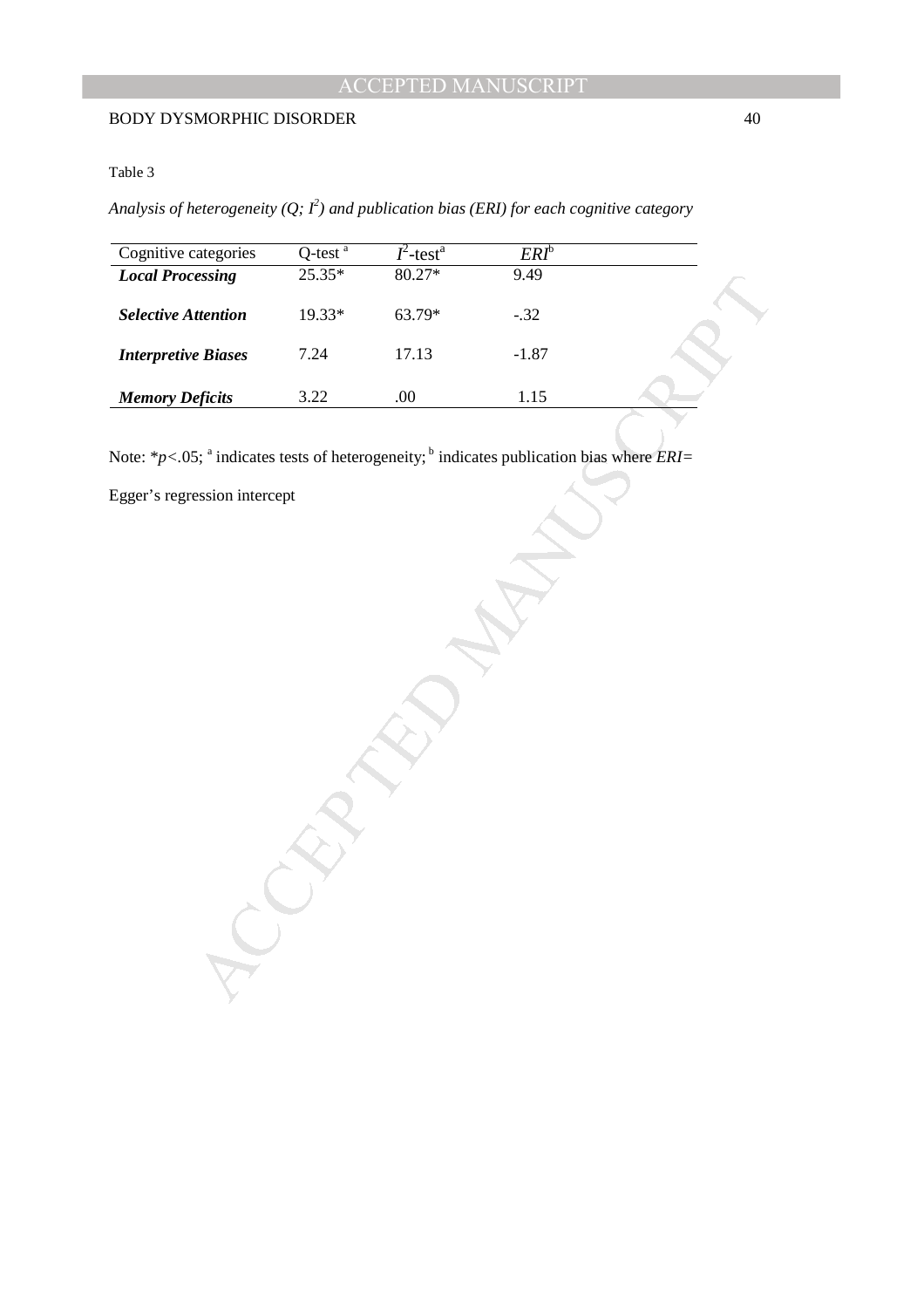Table 3

*Analysis of heterogeneity (Q; $I^2$) and publication bias (ERI) for each cognitive category*

| Cognitive categories | Q-test [a] | $I^2$-test[a] | *ERI*[b] |
|---|---|---|---|
| ***Local Processing*** | 25.35* | 80.27* | 9.49 |
| ***Selective Attention*** | 19.33* | 63.79* | -.32 |
| ***Interpretive Biases*** | 7.24 | 17.13 | -1.87 |
| ***Memory Deficits*** | 3.22 | .00 | 1.15 |

Note: *$p<.05$; [a] indicates tests of heterogeneity; [b] indicates publication bias where *ERI*= Egger's regression intercept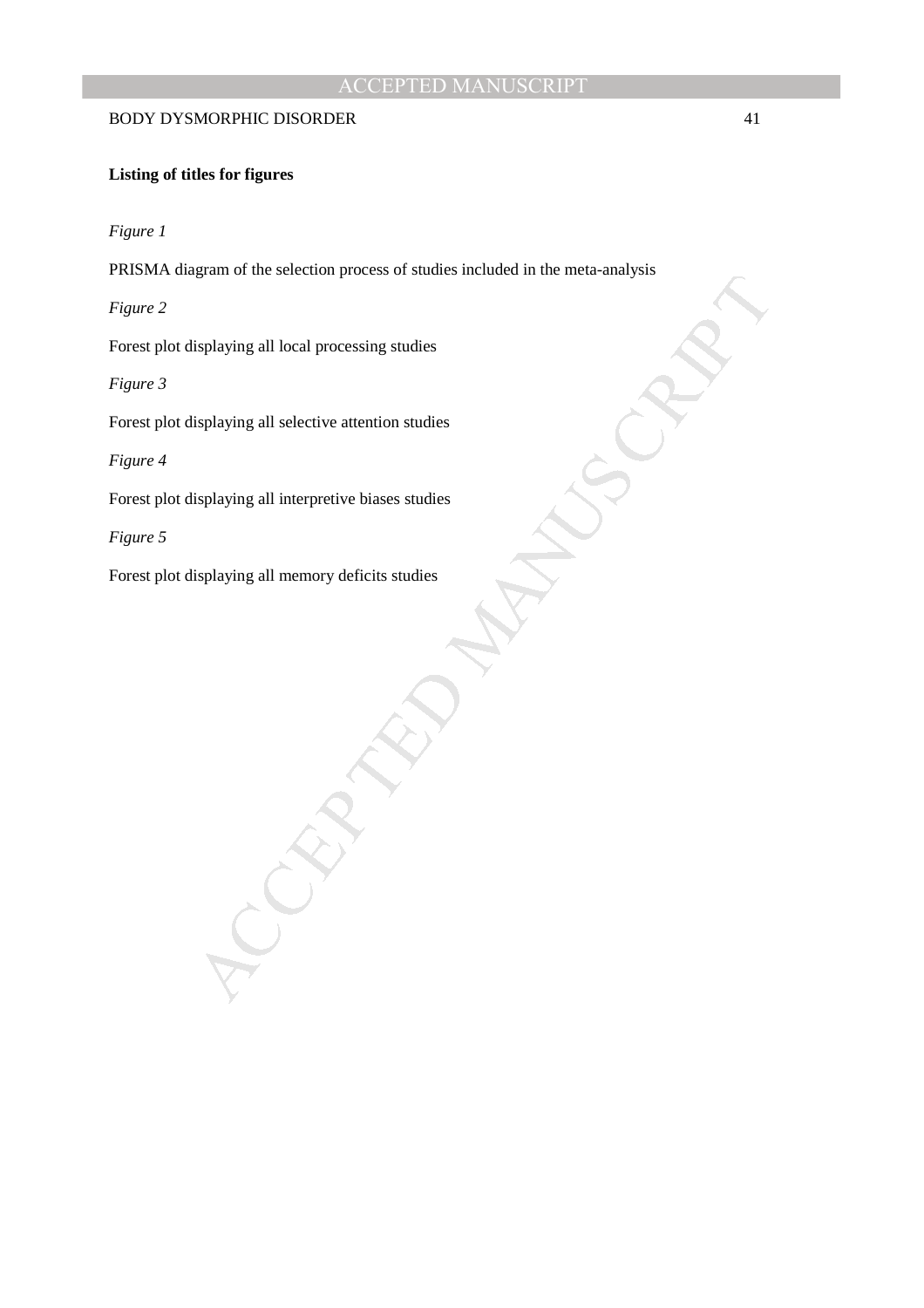**Listing of titles for figures**

*Figure 1*

PRISMA diagram of the selection process of studies included in the meta-analysis

*Figure 2*

Forest plot displaying all local processing studies

*Figure 3*

Forest plot displaying all selective attention studies

*Figure 4*

Forest plot displaying all interpretive biases studies

*Figure 5*

Forest plot displaying all memory deficits studies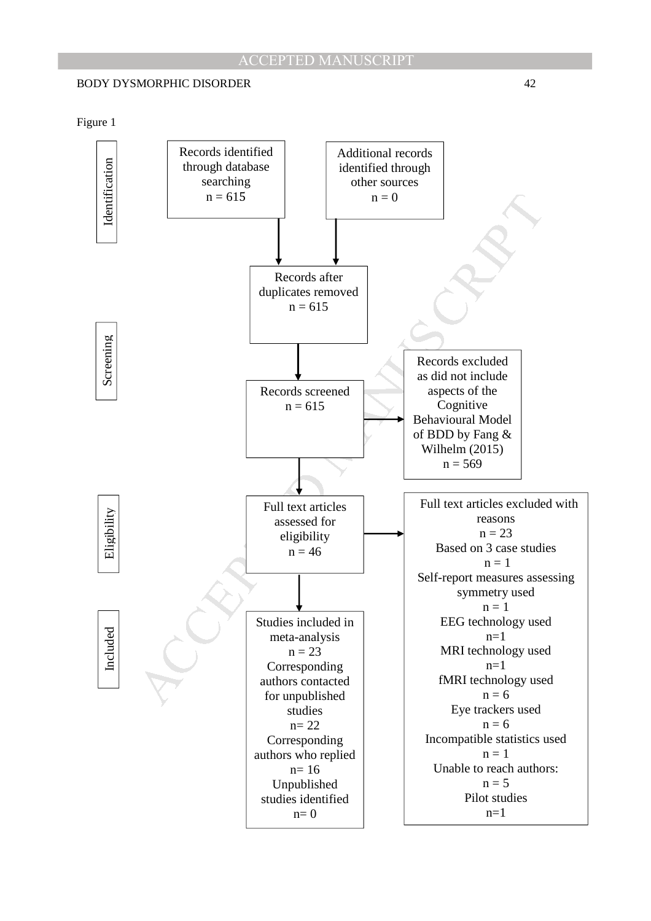Figure 1

**Identification**

Records identified through database searching
n = 615

Additional records identified through other sources
n = 0

Records after duplicates removed
n = 615

**Screening**

Records screened
n = 615

Records excluded as did not include aspects of the Cognitive Behavioural Model of BDD by Fang & Wilhelm (2015)
n = 569

**Eligibility**

Full text articles assessed for eligibility
n = 46

Full text articles excluded with reasons
n = 23
Based on 3 case studies
n = 1
Self-report measures assessing symmetry used
n = 1
EEG technology used
n=1
MRI technology used
n=1
fMRI technology used
n = 6
Eye trackers used
n = 6
Incompatible statistics used
n = 1
Unable to reach authors:
n = 5
Pilot studies
n=1

**Included**

Studies included in meta-analysis
n = 23
Corresponding authors contacted for unpublished studies
n= 22
Corresponding authors who replied
n= 16
Unpublished studies identified
n= 0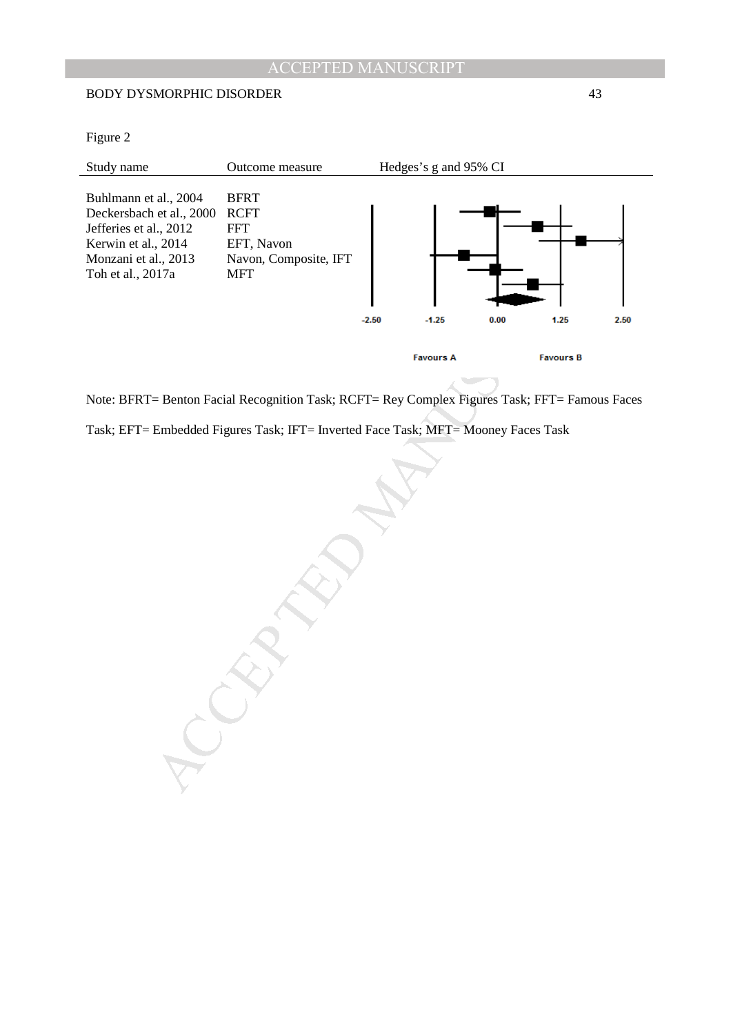Figure 2

| Study name | Outcome measure | Hedges's g and 95% CI |
|---|---|---|
| Buhlmann et al., 2004 | BFRT | |
| Deckersbach et al., 2000 | RCFT | |
| Jefferies et al., 2012 | FFT | |
| Kerwin et al., 2014 | EFT, Navon | |
| Monzani et al., 2013 | Navon, Composite, IFT | |
| Toh et al., 2017a | MFT | |

-2.50 -1.25 0.00 1.25 2.50

Favours A Favours B

Note: BFRT= Benton Facial Recognition Task; RCFT= Rey Complex Figures Task; FFT= Famous Faces Task; EFT= Embedded Figures Task; IFT= Inverted Face Task; MFT= Mooney Faces Task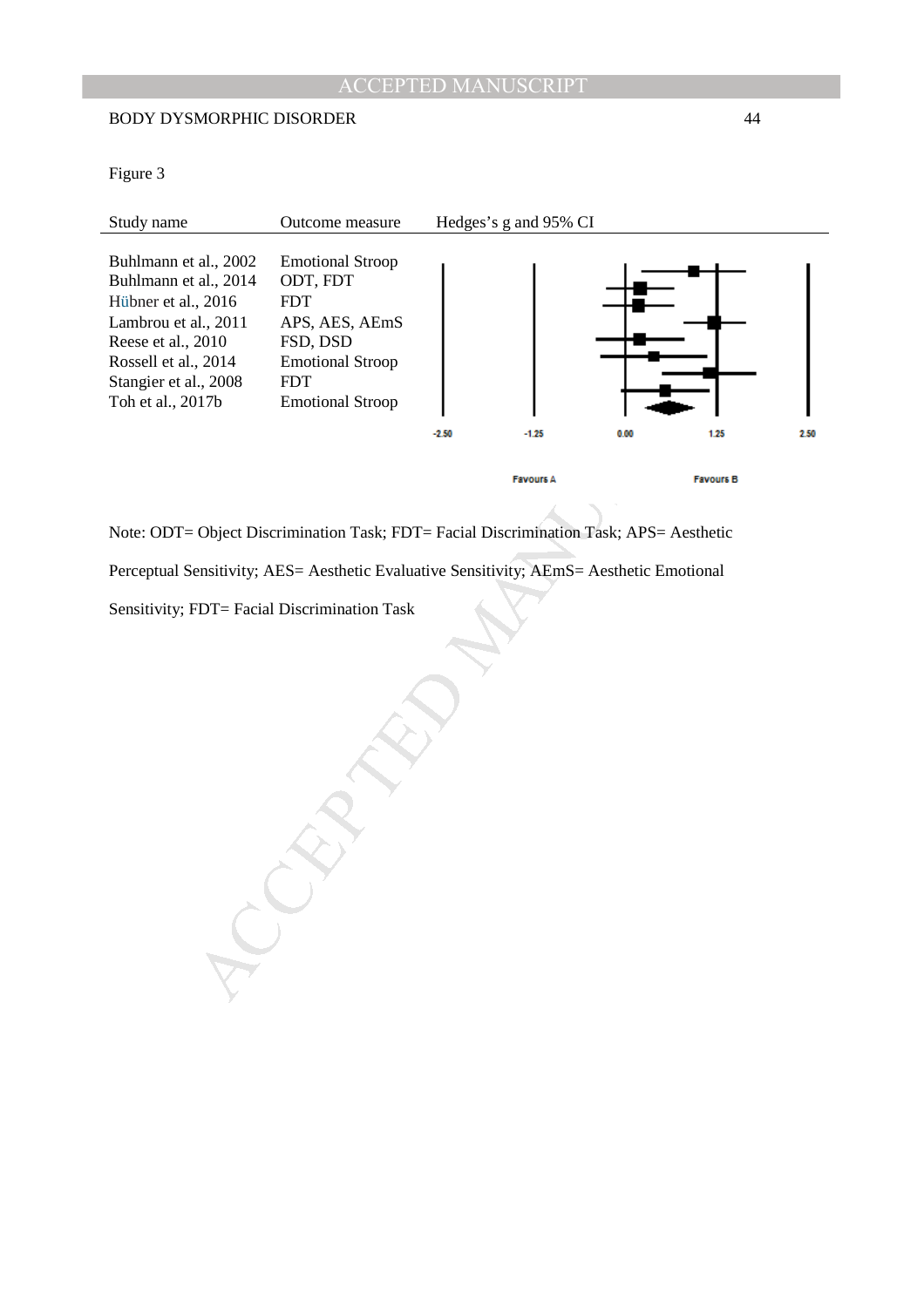Figure 3

| Study name | Outcome measure | Hedges's g and 95% CI |
|---|---|---|
| Buhlmann et al., 2002 | Emotional Stroop | |
| Buhlmann et al., 2014 | ODT, FDT | |
| Hübner et al., 2016 | FDT | |
| Lambrou et al., 2011 | APS, AES, AEmS | |
| Reese et al., 2010 | FSD, DSD | |
| Rossell et al., 2014 | Emotional Stroop | |
| Stangier et al., 2008 | FDT | |
| Toh et al., 2017b | Emotional Stroop | |

-2.50 -1.25 0.00 1.25 2.50

Favours A Favours B

Note: ODT= Object Discrimination Task; FDT= Facial Discrimination Task; APS= Aesthetic Perceptual Sensitivity; AES= Aesthetic Evaluative Sensitivity; AEmS= Aesthetic Emotional Sensitivity; FDT= Facial Discrimination Task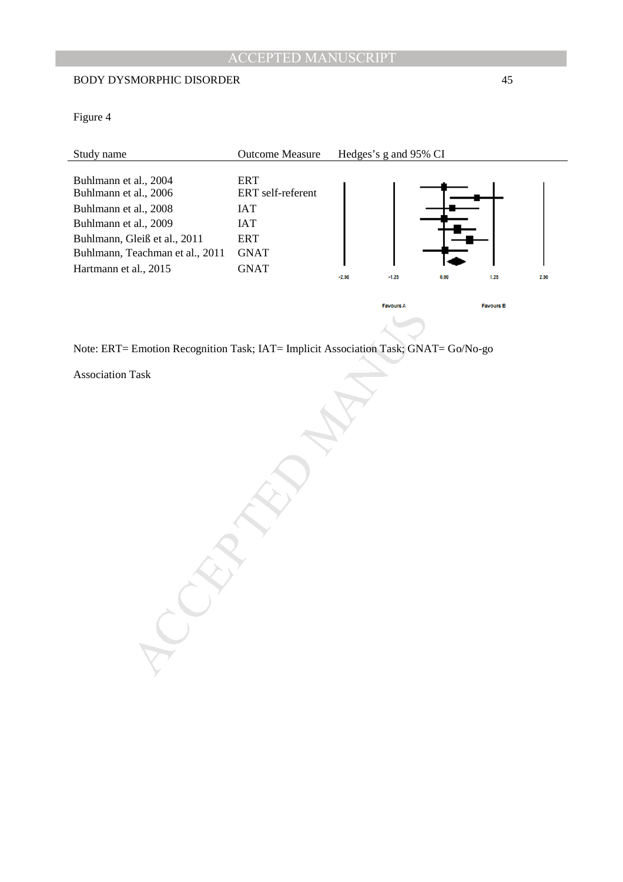Figure 4

| Study name | Outcome Measure | Hedges's g and 95% CI |
|---|---|---|
| Buhlmann et al., 2004 | ERT | |
| Buhlmann et al., 2006 | ERT self-referent | |
| Buhlmann et al., 2008 | IAT | |
| Buhlmann et al., 2009 | IAT | |
| Buhlmann, Gleiß et al., 2011 | ERT | |
| Buhlmann, Teachman et al., 2011 | GNAT | |
| Hartmann et al., 2015 | GNAT | |

-2.50 -1.25 0.00 1.25 2.50

Favours A Favours B

Note: ERT= Emotion Recognition Task; IAT= Implicit Association Task; GNAT= Go/No-go Association Task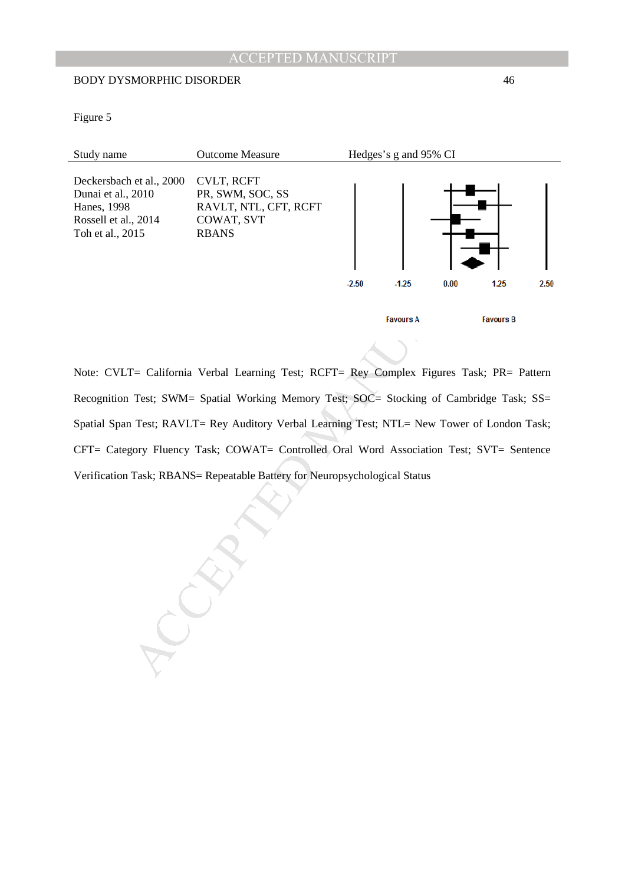Figure 5

| Study name | Outcome Measure | Hedges's g and 95% CI |
| --- | --- | --- |
| Deckersbach et al., 2000 | CVLT, RCFT | |
| Dunai et al., 2010 | PR, SWM, SOC, SS | |
| Hanes, 1998 | RAVLT, NTL, CFT, RCFT | |
| Rossell et al., 2014 | COWAT, SVT | |
| Toh et al., 2015 | RBANS | |

-2.50 -1.25 0.00 1.25 2.50

Favours A Favours B

Note: CVLT= California Verbal Learning Test; RCFT= Rey Complex Figures Task; PR= Pattern Recognition Test; SWM= Spatial Working Memory Test; SOC= Stocking of Cambridge Task; SS= Spatial Span Test; RAVLT= Rey Auditory Verbal Learning Test; NTL= New Tower of London Task; CFT= Category Fluency Task; COWAT= Controlled Oral Word Association Test; SVT= Sentence Verification Task; RBANS= Repeatable Battery for Neuropsychological Status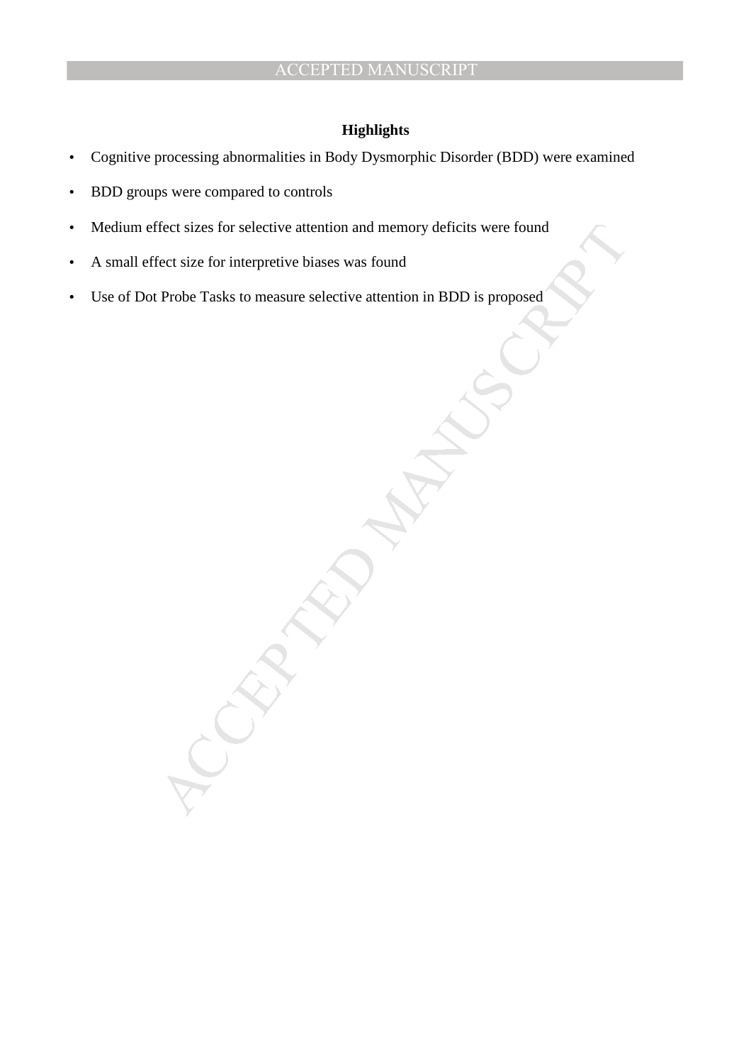## Highlights

- Cognitive processing abnormalities in Body Dysmorphic Disorder (BDD) were examined
- BDD groups were compared to controls
- Medium effect sizes for selective attention and memory deficits were found
- A small effect size for interpretive biases was found
- Use of Dot Probe Tasks to measure selective attention in BDD is proposed